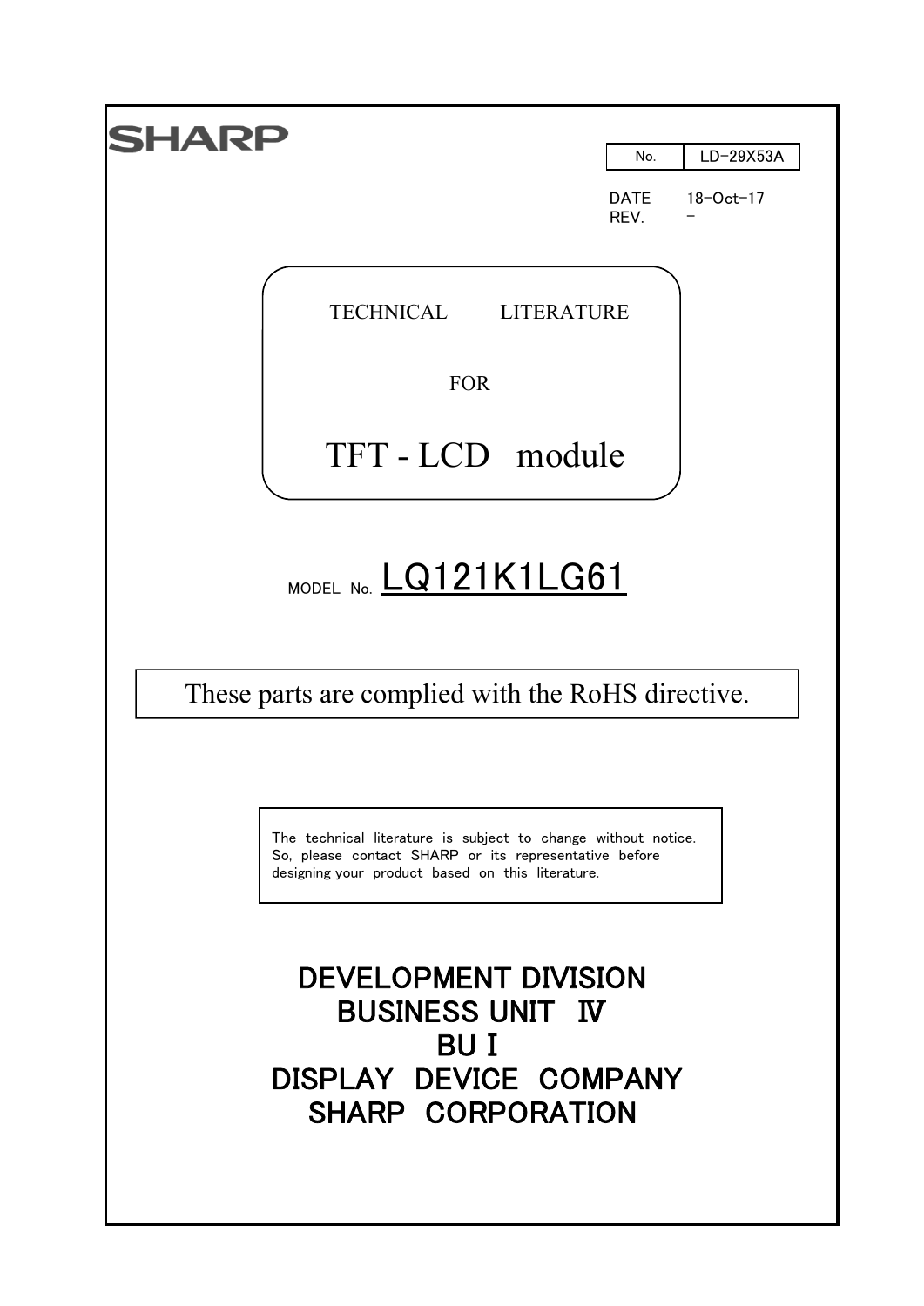SHARP

| No. | LD-29X53A |
|---|---|

DATE 18-Oct-17
REV. -

TECHNICAL LITERATURE

FOR

# TFT - LCD module

MODEL No. **LQ121K1LG61**

These parts are complied with the RoHS directive.

The technical literature is subject to change without notice. So, please contact SHARP or its representative before designing your product based on this literature.

**DEVELOPMENT DIVISION**
**BUSINESS UNIT Ⅳ**
**BU Ⅰ**
**DISPLAY DEVICE COMPANY**
**SHARP CORPORATION**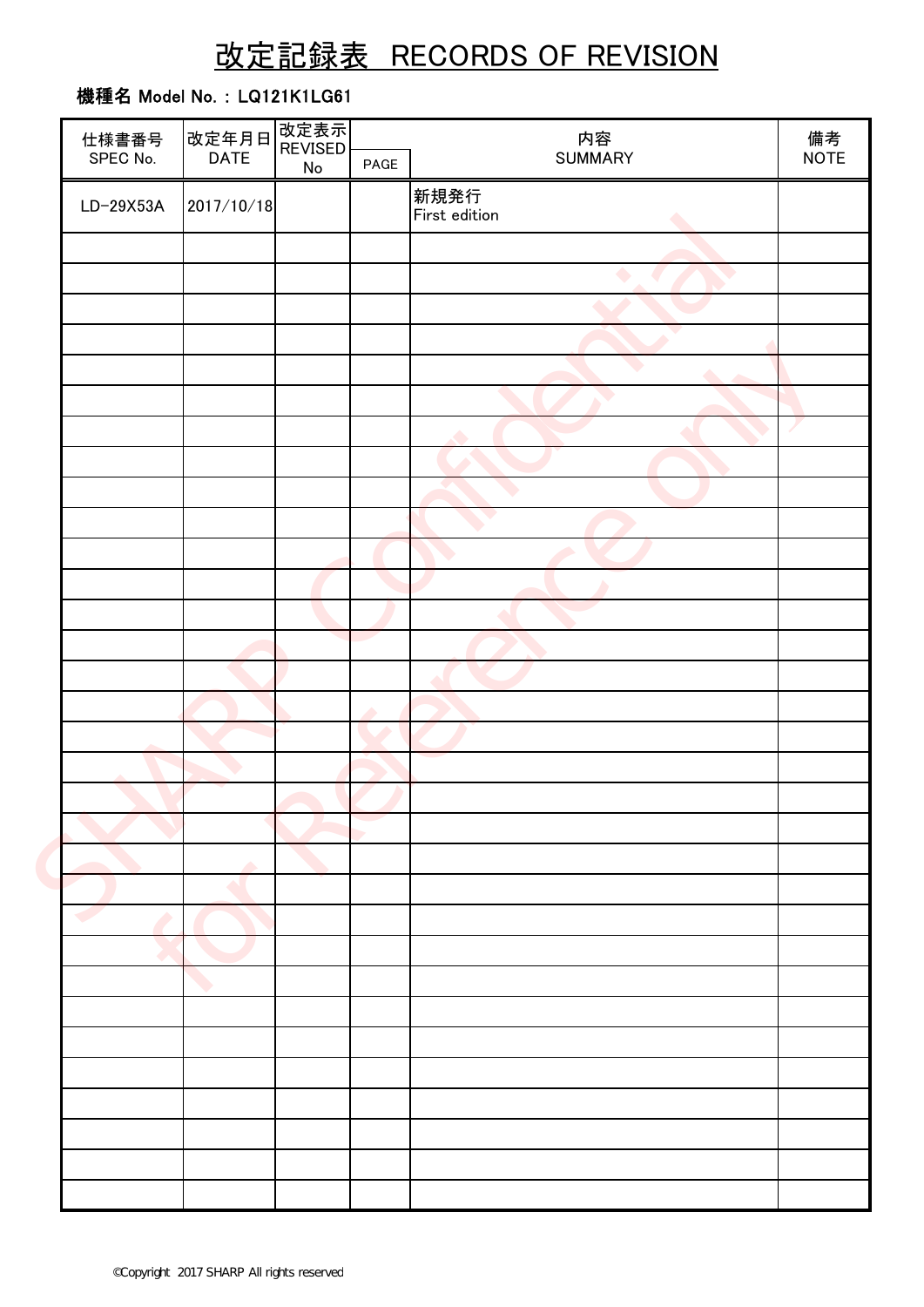# 改定記録表 RECORDS OF REVISION

**機種名 Model No. : LQ121K1LG61**

| 仕様書番号 SPEC No. | 改定年月日 DATE | 改定表示 REVISED No | PAGE | 内容 SUMMARY | 備考 NOTE |
|---|---|---|---|---|---|
| LD-29X53A | 2017/10/18 | | | 新規発行<br>First edition | |
| | | | | | |
| | | | | | |
| | | | | | |
| | | | | | |
| | | | | | |
| | | | | | |
| | | | | | |
| | | | | | |
| | | | | | |
| | | | | | |
| | | | | | |
| | | | | | |
| | | | | | |
| | | | | | |
| | | | | | |
| | | | | | |
| | | | | | |
| | | | | | |
| | | | | | |
| | | | | | |
| | | | | | |
| | | | | | |
| | | | | | |
| | | | | | |
| | | | | | |
| | | | | | |
| | | | | | |
| | | | | | |
| | | | | | |
| | | | | | |
| | | | | | |
| | | | | | |

©Copyright 2017 SHARP All rights reserved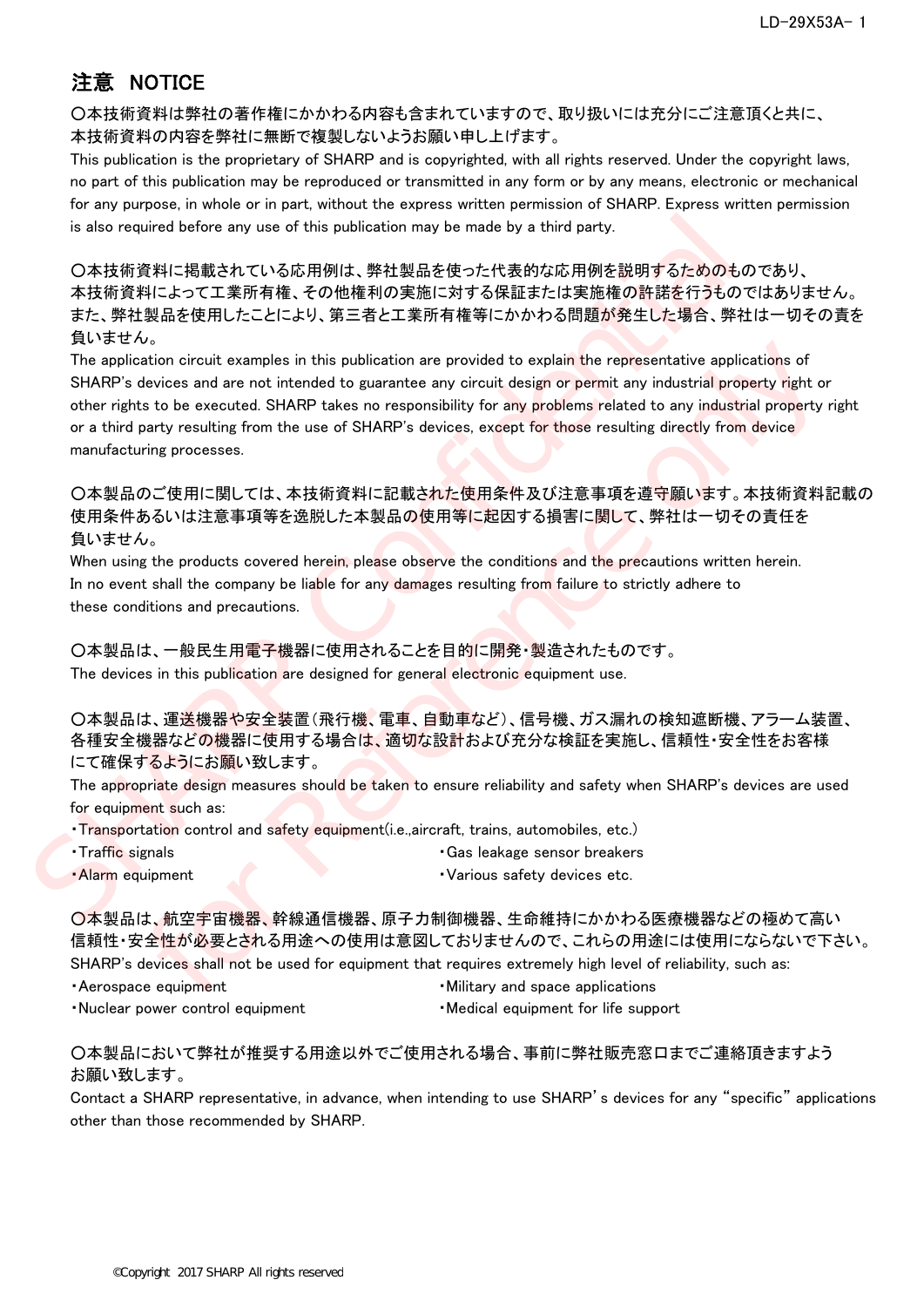## 注意　NOTICE

○本技術資料は弊社の著作権にかかわる内容も含まれていますので、取り扱いには充分にご注意頂くと共に、本技術資料の内容を弊社に無断で複製しないようお願い申し上げます。

This publication is the proprietary of SHARP and is copyrighted, with all rights reserved. Under the copyright laws, no part of this publication may be reproduced or transmitted in any form or by any means, electronic or mechanical for any purpose, in whole or in part, without the express written permission of SHARP. Express written permission is also required before any use of this publication may be made by a third party.

○本技術資料に掲載されている応用例は、弊社製品を使った代表的な応用例を説明するためのものであり、本技術資料によって工業所有権、その他権利の実施に対する保証または実施権の許諾を行うものではありません。また、弊社製品を使用したことにより、第三者と工業所有権等にかかわる問題が発生した場合、弊社は一切その責を負いません。

The application circuit examples in this publication are provided to explain the representative applications of SHARP's devices and are not intended to guarantee any circuit design or permit any industrial property right or other rights to be executed. SHARP takes no responsibility for any problems related to any industrial property right or a third party resulting from the use of SHARP's devices, except for those resulting directly from device manufacturing processes.

○本製品のご使用に関しては、本技術資料に記載された使用条件及び注意事項を遵守願います。本技術資料記載の使用条件あるいは注意事項等を逸脱した本製品の使用等に起因する損害に関して、弊社は一切その責任を負いません。

When using the products covered herein, please observe the conditions and the precautions written herein. In no event shall the company be liable for any damages resulting from failure to strictly adhere to these conditions and precautions.

○本製品は、一般民生用電子機器に使用されることを目的に開発・製造されたものです。

The devices in this publication are designed for general electronic equipment use.

○本製品は、運送機器や安全装置（飛行機、電車、自動車など）、信号機、ガス漏れの検知遮断機、アラーム装置、各種安全機器などの機器に使用する場合は、適切な設計および充分な検証を実施し、信頼性・安全性をお客様にて確保するようにお願い致します。

The appropriate design measures should be taken to ensure reliability and safety when SHARP's devices are used for equipment such as:

- Transportation control and safety equipment(i.e.,aircraft, trains, automobiles, etc.)
- Traffic signals
- Gas leakage sensor breakers
- Alarm equipment
- Various safety devices etc.

○本製品は、航空宇宙機器、幹線通信機器、原子力制御機器、生命維持にかかわる医療機器などの極めて高い信頼性・安全性が必要とされる用途への使用は意図しておりませんので、これらの用途には使用にならないで下さい。

SHARP's devices shall not be used for equipment that requires extremely high level of reliability, such as:

- Aerospace equipment
- Military and space applications
- Nuclear power control equipment
- Medical equipment for life support

○本製品において弊社が推奨する用途以外でご使用される場合、事前に弊社販売窓口までご連絡頂きますようお願い致します。

Contact a SHARP representative, in advance, when intending to use SHARP's devices for any "specific" applications other than those recommended by SHARP.

©Copyright 2017 SHARP All rights reserved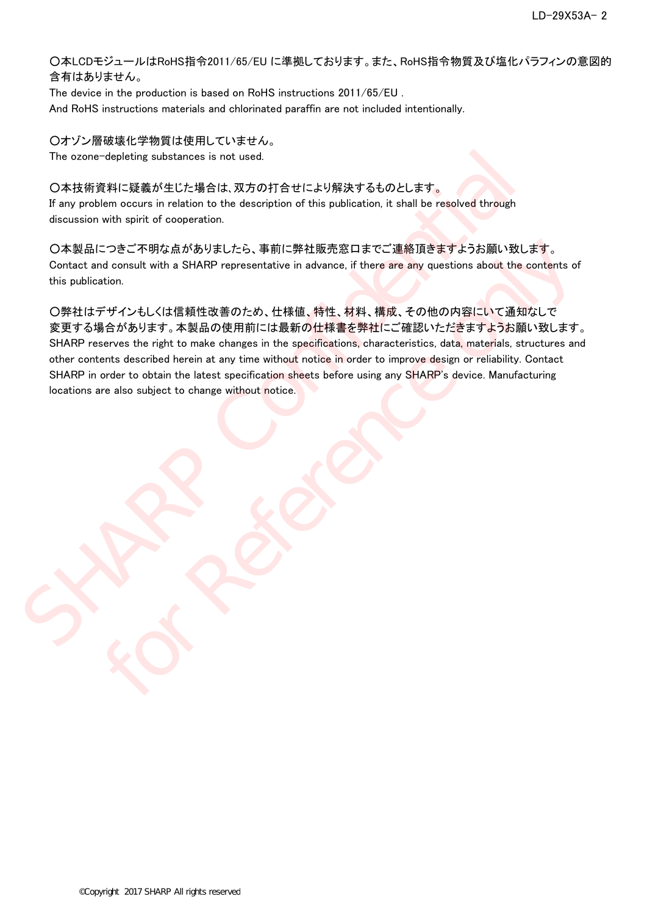〇本LCDモジュールはRoHS指令2011/65/EU に準拠しております。また、RoHS指令物質及び塩化パラフィンの意図的含有はありません。
The device in the production is based on RoHS instructions 2011/65/EU .
And RoHS instructions materials and chlorinated paraffin are not included intentionally.

〇オゾン層破壊化学物質は使用していません。
The ozone-depleting substances is not used.

〇本技術資料に疑義が生じた場合は、双方の打合せにより解決するものとします。
If any problem occurs in relation to the description of this publication, it shall be resolved through discussion with spirit of cooperation.

〇本製品につきご不明な点がありましたら、事前に弊社販売窓口までご連絡頂きますようお願い致します。
Contact and consult with a SHARP representative in advance, if there are any questions about the contents of this publication.

〇弊社はデザインもしくは信頼性改善のため、仕様値、特性、材料、構成、その他の内容にいて通知なしで変更する場合があります。本製品の使用前には最新の仕様書を弊社にご確認いただきますようお願い致します。
SHARP reserves the right to make changes in the specifications, characteristics, data, materials, structures and other contents described herein at any time without notice in order to improve design or reliability. Contact SHARP in order to obtain the latest specification sheets before using any SHARP's device. Manufacturing locations are also subject to change without notice.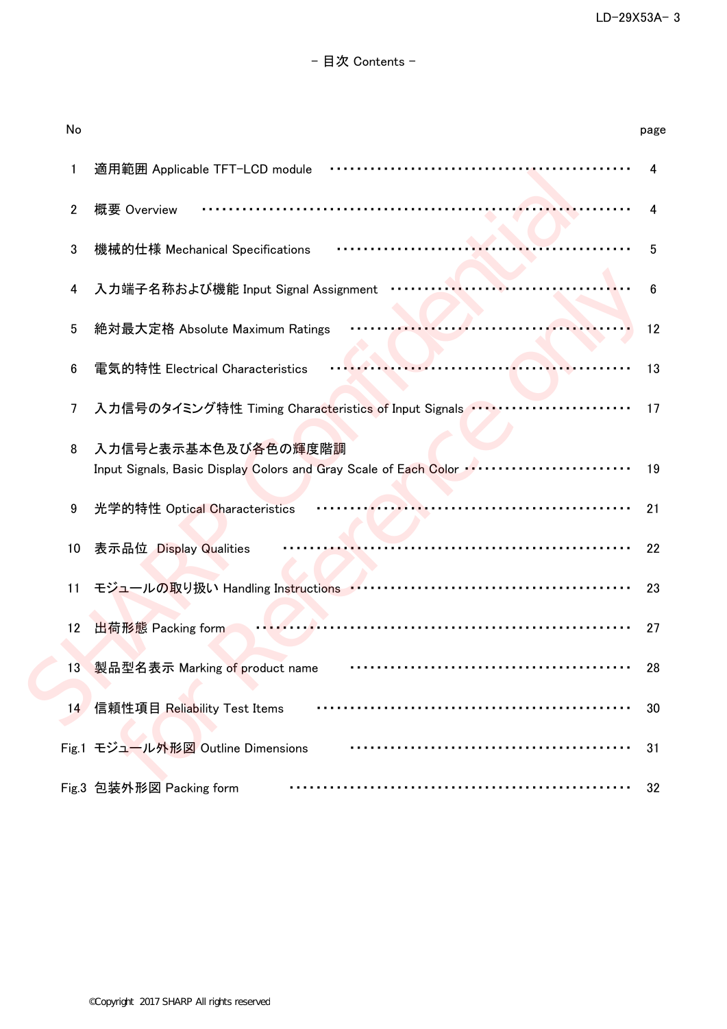- 目次 Contents -

| No | | page |
|---|---|---|
| 1 | 適用範囲 Applicable TFT-LCD module | 4 |
| 2 | 概要 Overview | 4 |
| 3 | 機械的仕様 Mechanical Specifications | 5 |
| 4 | 入力端子名称および機能 Input Signal Assignment | 6 |
| 5 | 絶対最大定格 Absolute Maximum Ratings | 12 |
| 6 | 電気的特性 Electrical Characteristics | 13 |
| 7 | 入力信号のタイミング特性 Timing Characteristics of Input Signals | 17 |
| 8 | 入力信号と表示基本色及び各色の輝度階調 Input Signals, Basic Display Colors and Gray Scale of Each Color | 19 |
| 9 | 光学的特性 Optical Characteristics | 21 |
| 10 | 表示品位 Display Qualities | 22 |
| 11 | モジュールの取り扱い Handling Instructions | 23 |
| 12 | 出荷形態 Packing form | 27 |
| 13 | 製品型名表示 Marking of product name | 28 |
| 14 | 信頼性項目 Reliability Test Items | 30 |
| Fig.1 | モジュール外形図 Outline Dimensions | 31 |
| Fig.3 | 包装外形図 Packing form | 32 |

©Copyright 2017 SHARP All rights reserved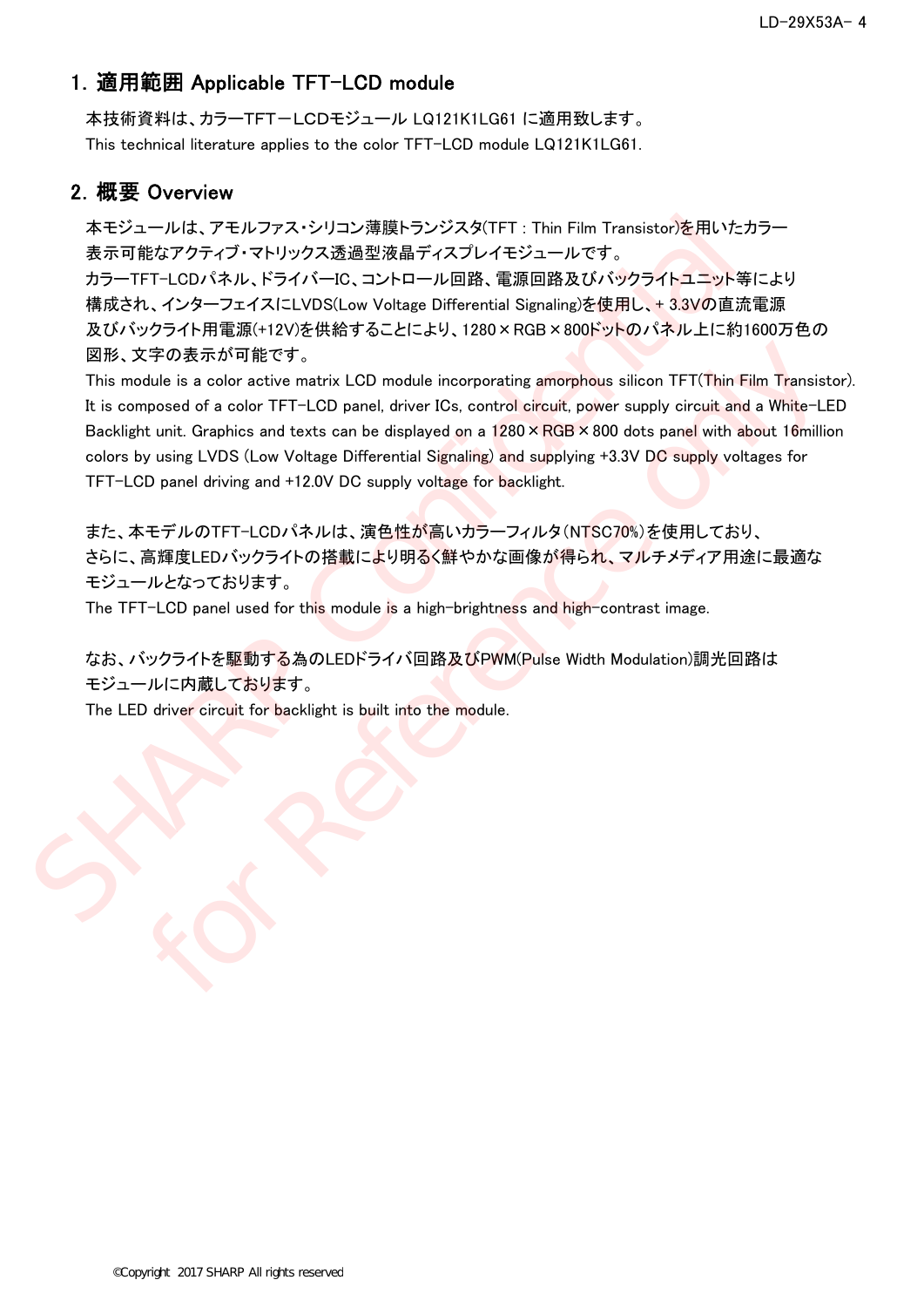## 1. 適用範囲 Applicable TFT-LCD module

本技術資料は、カラーTFT－LCDモジュール LQ121K1LG61 に適用致します。
This technical literature applies to the color TFT-LCD module LQ121K1LG61.

## 2. 概要 Overview

本モジュールは、アモルファス・シリコン薄膜トランジスタ(TFT : Thin Film Transistor)を用いたカラー表示可能なアクティブ・マトリックス透過型液晶ディスプレイモジュールです。
カラーTFT-LCDパネル、ドライバーIC、コントロール回路、電源回路及びバックライトユニット等により構成され、インターフェイスにLVDS(Low Voltage Differential Signaling)を使用し、+ 3.3Vの直流電源及びバックライト用電源(+12V)を供給することにより、1280×RGB×800ドットのパネル上に約1600万色の図形、文字の表示が可能です。
This module is a color active matrix LCD module incorporating amorphous silicon TFT(Thin Film Transistor). It is composed of a color TFT-LCD panel, driver ICs, control circuit, power supply circuit and a White-LED Backlight unit. Graphics and texts can be displayed on a 1280×RGB×800 dots panel with about 16million colors by using LVDS (Low Voltage Differential Signaling) and supplying +3.3V DC supply voltages for TFT-LCD panel driving and +12.0V DC supply voltage for backlight.

また、本モデルのTFT-LCDパネルは、演色性が高いカラーフィルタ(NTSC70%)を使用しており、さらに、高輝度LEDバックライトの搭載により明るく鮮やかな画像が得られ、マルチメディア用途に最適なモジュールとなっております。
The TFT-LCD panel used for this module is a high-brightness and high-contrast image.

なお、バックライトを駆動する為のLEDドライバ回路及びPWM(Pulse Width Modulation)調光回路はモジュールに内蔵しております。
The LED driver circuit for backlight is built into the module.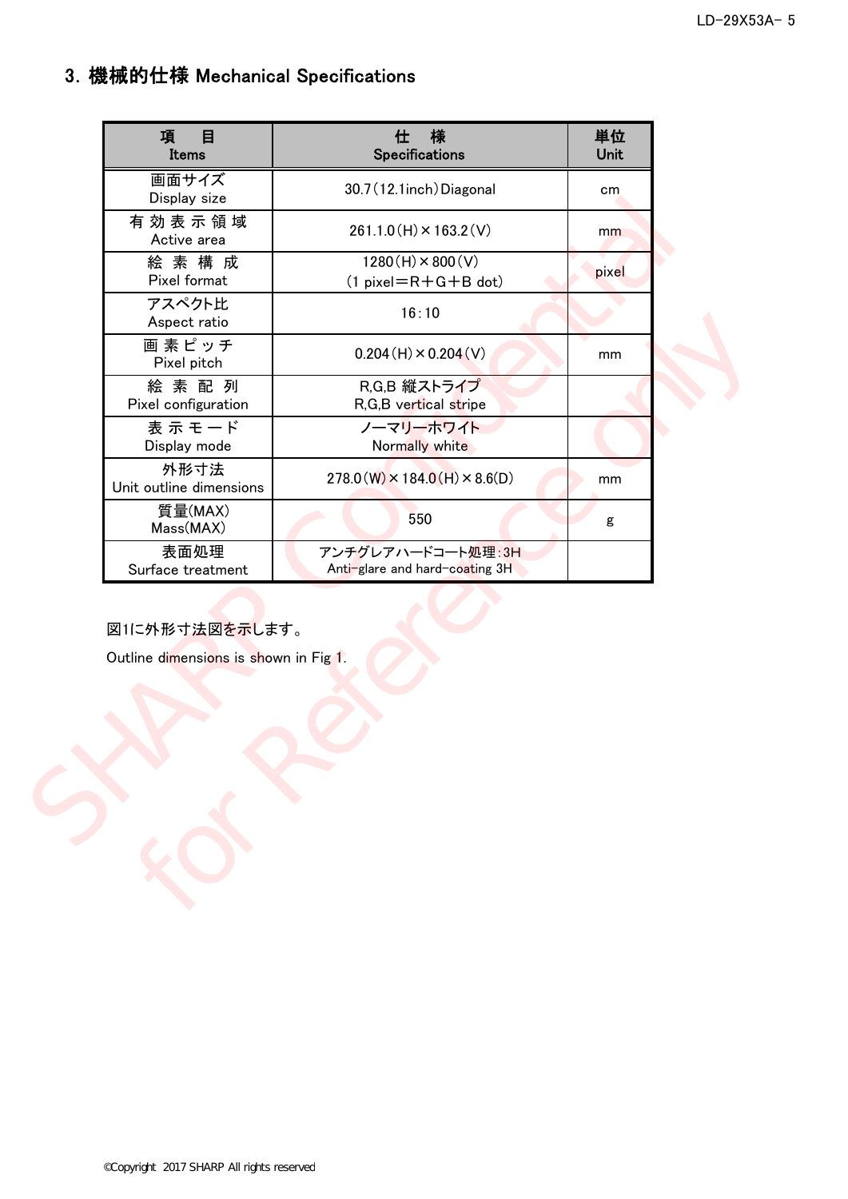## 3. 機械的仕様 Mechanical Specifications

| 項　目<br>Items | 仕　様<br>Specifications | 単位<br>Unit |
|---|---|---|
| 画面サイズ<br>Display size | 30.7（12.1inch）Diagonal | cm |
| 有 効 表 示 領 域<br>Active area | 261.1.0（H）× 163.2（V） | mm |
| 絵 素 構 成<br>Pixel format | 1280（H）× 800（V）<br>（1 pixel＝R＋G＋B dot） | pixel |
| アスペクト比<br>Aspect ratio | 16：10 | |
| 画 素 ピ ッ チ<br>Pixel pitch | 0.204（H）× 0.204（V） | mm |
| 絵 素 配 列<br>Pixel configuration | R,G,B 縦ストライプ<br>R,G,B vertical stripe | |
| 表 示 モ ー ド<br>Display mode | ノーマリーホワイト<br>Normally white | |
| 外形寸法<br>Unit outline dimensions | 278.0（W）× 184.0（H）× 8.6(D) | mm |
| 質量(MAX)<br>Mass(MAX) | 550 | g |
| 表面処理<br>Surface treatment | アンチグレアハードコート処理：3H<br>Anti-glare and hard-coating 3H | |

図1に外形寸法図を示します。

Outline dimensions is shown in Fig 1.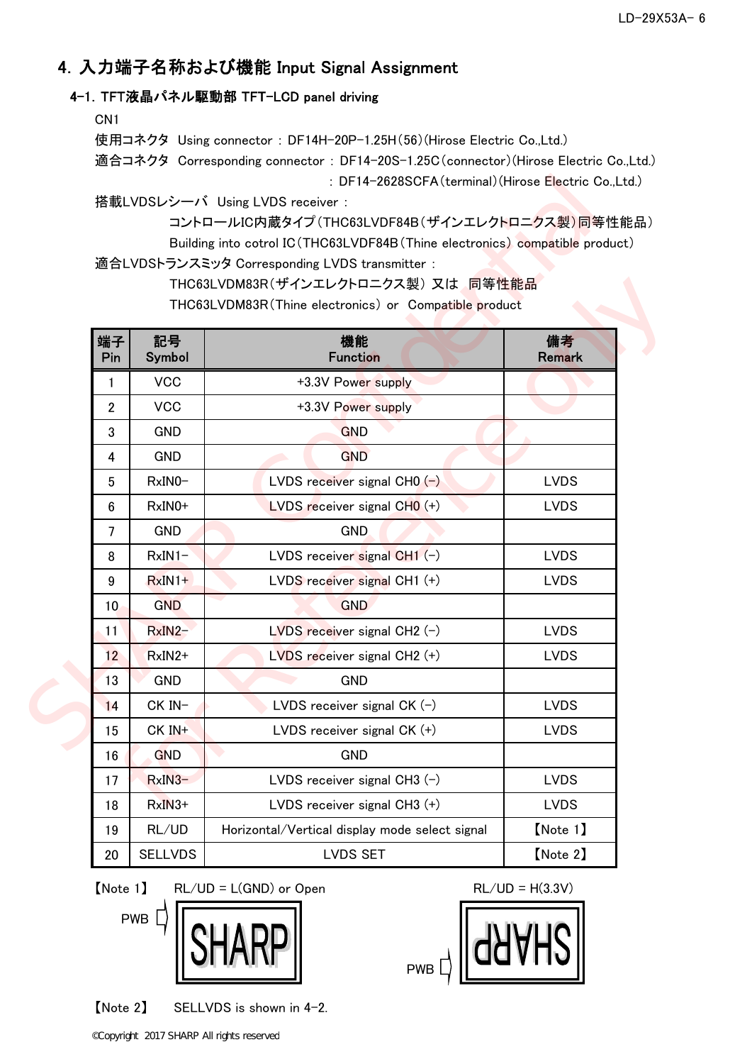## 4. 入力端子名称および機能 Input Signal Assignment

### 4-1. TFT液晶パネル駆動部 TFT-LCD panel driving

CN1

使用コネクタ Using connector : DF14H-20P-1.25H(56)(Hirose Electric Co.,Ltd.)

適合コネクタ Corresponding connector : DF14-20S-1.25C(connector)(Hirose Electric Co.,Ltd.)

: DF14-2628SCFA(terminal)(Hirose Electric Co.,Ltd.)

搭載LVDSレシーバ Using LVDS receiver :

コントロールIC内蔵タイプ(THC63LVDF84B(ザインエレクトロニクス製)同等性能品)

Building into cotrol IC(THC63LVDF84B(Thine electronics) compatible product)

適合LVDSトランスミッタ Corresponding LVDS transmitter :

THC63LVDM83R(ザインエレクトロニクス製) 又は 同等性能品

THC63LVDM83R(Thine electronics) or Compatible product

| 端子 Pin | 記号 Symbol | 機能 Function | 備考 Remark |
|---|---|---|---|
| 1 | VCC | +3.3V Power supply | |
| 2 | VCC | +3.3V Power supply | |
| 3 | GND | GND | |
| 4 | GND | GND | |
| 5 | RxIN0- | LVDS receiver signal CH0 (-) | LVDS |
| 6 | RxIN0+ | LVDS receiver signal CH0 (+) | LVDS |
| 7 | GND | GND | |
| 8 | RxIN1- | LVDS receiver signal CH1 (-) | LVDS |
| 9 | RxIN1+ | LVDS receiver signal CH1 (+) | LVDS |
| 10 | GND | GND | |
| 11 | RxIN2- | LVDS receiver signal CH2 (-) | LVDS |
| 12 | RxIN2+ | LVDS receiver signal CH2 (+) | LVDS |
| 13 | GND | GND | |
| 14 | CK IN- | LVDS receiver signal CK (-) | LVDS |
| 15 | CK IN+ | LVDS receiver signal CK (+) | LVDS |
| 16 | GND | GND | |
| 17 | RxIN3- | LVDS receiver signal CH3 (-) | LVDS |
| 18 | RxIN3+ | LVDS receiver signal CH3 (+) | LVDS |
| 19 | RL/UD | Horizontal/Vertical display mode select signal | 【Note 1】 |
| 20 | SELLVDS | LVDS SET | 【Note 2】 |

【Note 1】 RL/UD = L(GND) or Open　　　　RL/UD = H(3.3V)

PWB　SHARP　　　　PWB　SHARP (rotated 180°)

【Note 2】 SELLVDS is shown in 4-2.

©Copyright 2017 SHARP All rights reserved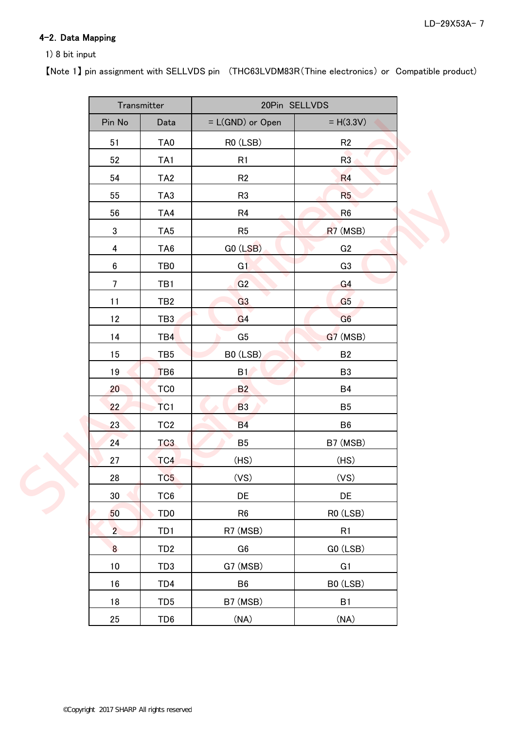## 4-2. Data Mapping

1) 8 bit input

【Note 1】pin assignment with SELLVDS pin （THC63LVDM83R(Thine electronics) or Compatible product)

| Transmitter | | 20Pin SELLVDS | |
|---|---|---|---|
| Pin No | Data | = L(GND) or Open | = H(3.3V) |
| 51 | TA0 | R0 (LSB) | R2 |
| 52 | TA1 | R1 | R3 |
| 54 | TA2 | R2 | R4 |
| 55 | TA3 | R3 | R5 |
| 56 | TA4 | R4 | R6 |
| 3 | TA5 | R5 | R7 (MSB) |
| 4 | TA6 | G0 (LSB) | G2 |
| 6 | TB0 | G1 | G3 |
| 7 | TB1 | G2 | G4 |
| 11 | TB2 | G3 | G5 |
| 12 | TB3 | G4 | G6 |
| 14 | TB4 | G5 | G7 (MSB) |
| 15 | TB5 | B0 (LSB) | B2 |
| 19 | TB6 | B1 | B3 |
| 20 | TC0 | B2 | B4 |
| 22 | TC1 | B3 | B5 |
| 23 | TC2 | B4 | B6 |
| 24 | TC3 | B5 | B7 (MSB) |
| 27 | TC4 | (HS) | (HS) |
| 28 | TC5 | (VS) | (VS) |
| 30 | TC6 | DE | DE |
| 50 | TD0 | R6 | R0 (LSB) |
| 2 | TD1 | R7 (MSB) | R1 |
| 8 | TD2 | G6 | G0 (LSB) |
| 10 | TD3 | G7 (MSB) | G1 |
| 16 | TD4 | B6 | B0 (LSB) |
| 18 | TD5 | B7 (MSB) | B1 |
| 25 | TD6 | (NA) | (NA) |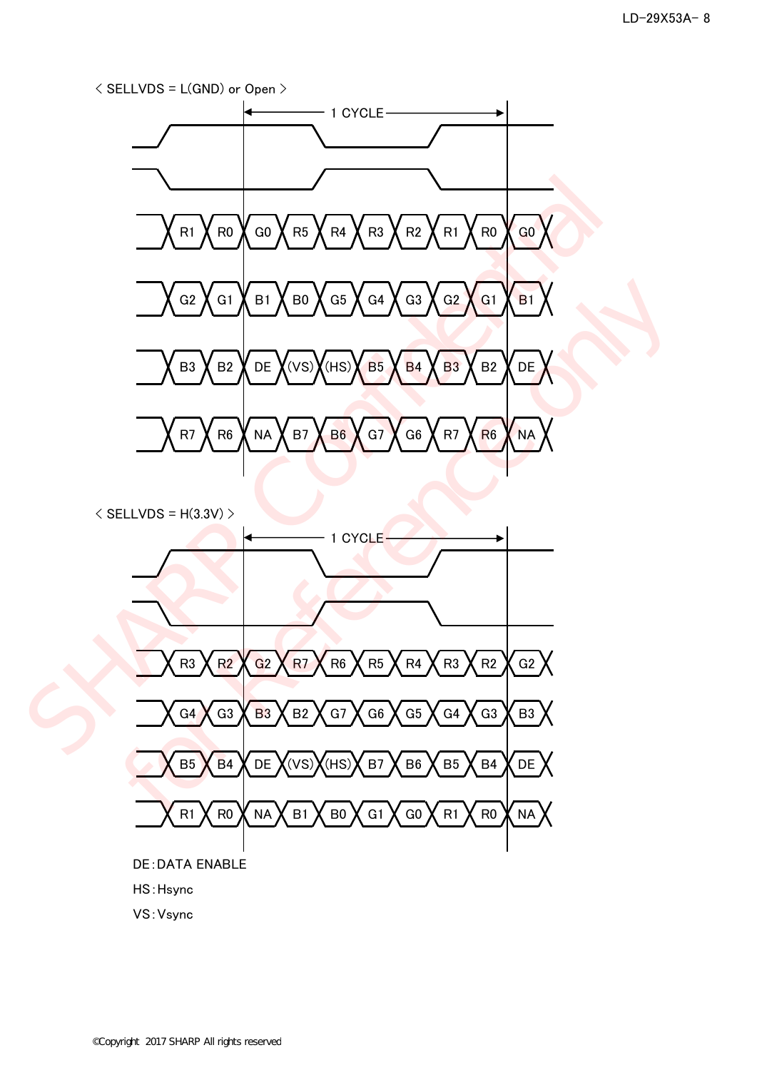< SELLVDS = L(GND) or Open >

1 CYCLE

| R1 | R0 | G0 | R5 | R4 | R3 | R2 | R1 | R0 | G0 |
|---|---|---|---|---|---|---|---|---|---|
| G2 | G1 | B1 | B0 | G5 | G4 | G3 | G2 | G1 | B1 |
| B3 | B2 | DE | (VS) | (HS) | B5 | B4 | B3 | B2 | DE |
| R7 | R6 | NA | B7 | B6 | G7 | G6 | R7 | R6 | NA |

< SELLVDS = H(3.3V) >

1 CYCLE

| R3 | R2 | G2 | R7 | R6 | R5 | R4 | R3 | R2 | G2 |
|---|---|---|---|---|---|---|---|---|---|
| G4 | G3 | B3 | B2 | G7 | G6 | G5 | G4 | G3 | B3 |
| B5 | B4 | DE | (VS) | (HS) | B7 | B6 | B5 | B4 | DE |
| R1 | R0 | NA | B1 | B0 | G1 | G0 | R1 | R0 | NA |

DE : DATA ENABLE

HS : Hsync

VS : Vsync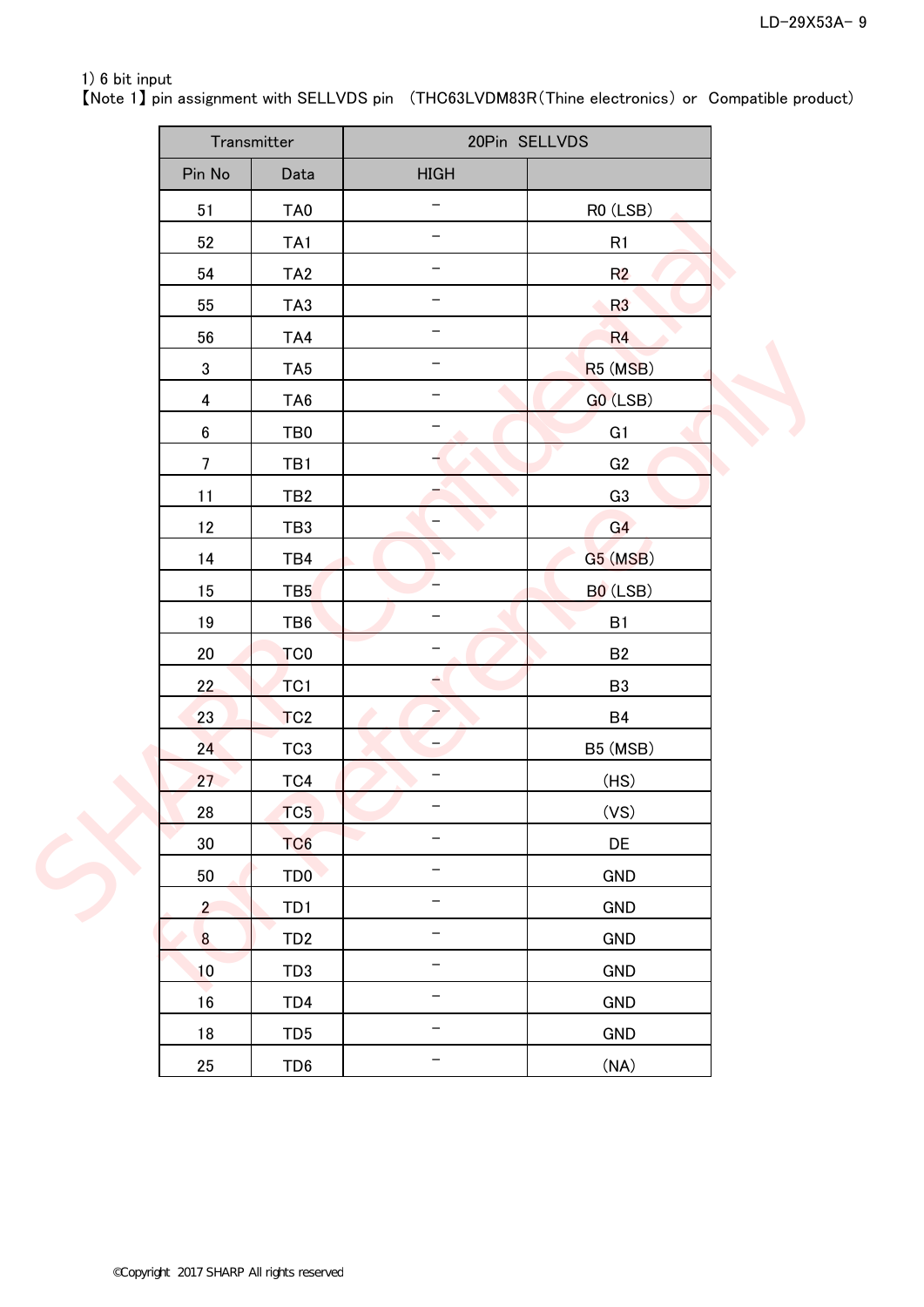1) 6 bit input

【Note 1】pin assignment with SELLVDS pin （THC63LVDM83R（Thine electronics） or Compatible product）

| Transmitter | | 20Pin SELLVDS | |
|---|---|---|---|
| Pin No | Data | HIGH | |
| 51 | TA0 | − | R0 (LSB) |
| 52 | TA1 | − | R1 |
| 54 | TA2 | − | R2 |
| 55 | TA3 | − | R3 |
| 56 | TA4 | − | R4 |
| 3 | TA5 | − | R5 (MSB) |
| 4 | TA6 | − | G0 (LSB) |
| 6 | TB0 | − | G1 |
| 7 | TB1 | − | G2 |
| 11 | TB2 | − | G3 |
| 12 | TB3 | − | G4 |
| 14 | TB4 | − | G5 (MSB) |
| 15 | TB5 | − | B0 (LSB) |
| 19 | TB6 | − | B1 |
| 20 | TC0 | − | B2 |
| 22 | TC1 | − | B3 |
| 23 | TC2 | − | B4 |
| 24 | TC3 | − | B5 (MSB) |
| 27 | TC4 | − | (HS) |
| 28 | TC5 | − | (VS) |
| 30 | TC6 | − | DE |
| 50 | TD0 | − | GND |
| 2 | TD1 | − | GND |
| 8 | TD2 | − | GND |
| 10 | TD3 | − | GND |
| 16 | TD4 | − | GND |
| 18 | TD5 | − | GND |
| 25 | TD6 | − | (NA) |

©Copyright 2017 SHARP All rights reserved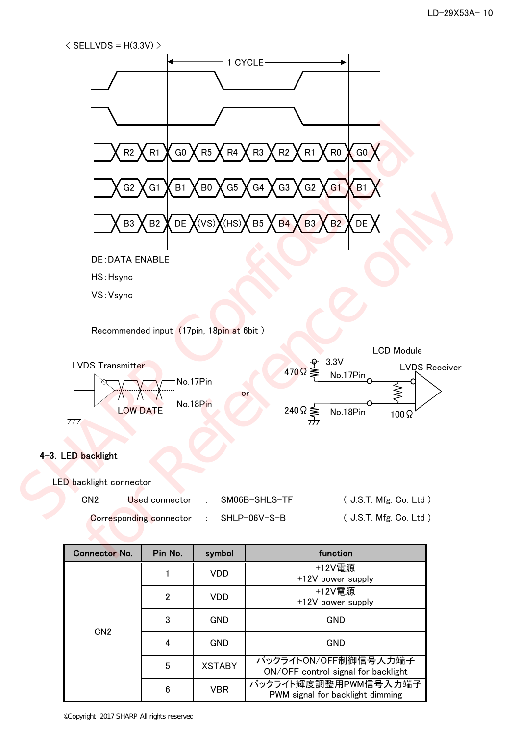< SELLVDS = H(3.3V) >

1 CYCLE

R2 R1 G0 R5 R4 R3 R2 R1 R0 G0

G2 G1 B1 B0 G5 G4 G3 G2 G1 B1

B3 B2 DE (VS) (HS) B5 B4 B3 B2 DE

DE:DATA ENABLE

HS:Hsync

VS:Vsync

Recommended input（17pin, 18pin at 6bit）

LVDS Transmitter — No.17Pin, No.18Pin, LOW DATE — or — LCD Module: 3.3V, 470Ω, No.17Pin, 240Ω, No.18Pin, 100Ω, LVDS Receiver

### 4-3. LED backlight

LED backlight connector

CN2 Used connector : SM06B-SHLS-TF ( J.S.T. Mfg. Co. Ltd )

Corresponding connector : SHLP-06V-S-B ( J.S.T. Mfg. Co. Ltd )

| Connector No. | Pin No. | symbol | function |
|---|---|---|---|
| CN2 | 1 | VDD | +12V電源<br>+12V power supply |
| | 2 | VDD | +12V電源<br>+12V power supply |
| | 3 | GND | GND |
| | 4 | GND | GND |
| | 5 | XSTABY | バックライトON/OFF制御信号入力端子<br>ON/OFF control signal for backlight |
| | 6 | VBR | バックライト輝度調整用PWM信号入力端子<br>PWM signal for backlight dimming |

©Copyright 2017 SHARP All rights reserved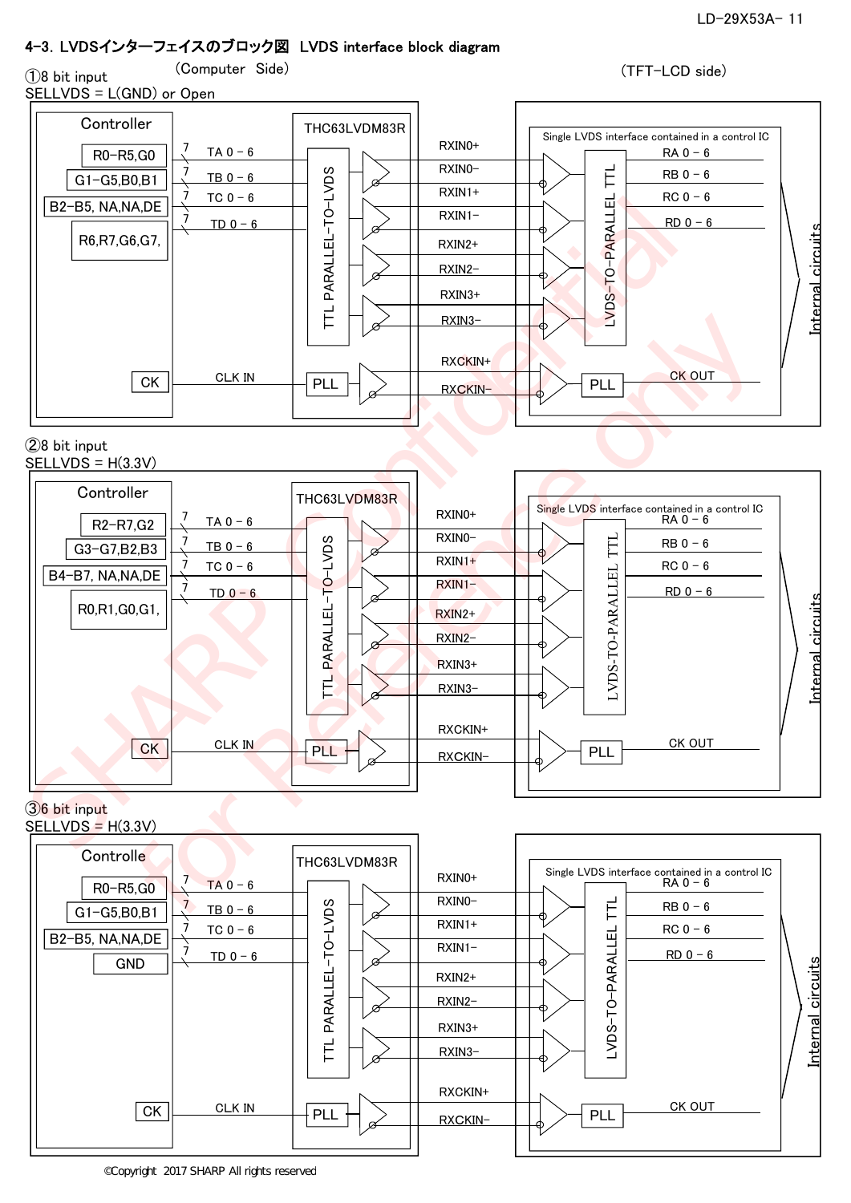## 4-3. LVDSインターフェイスのブロック図 LVDS interface block diagram

### ①8 bit input
SELLVDS = L(GND) or Open

(Computer Side) (TFT-LCD side)

Controller: R0–R5,G0 / G1–G5,B0,B1 / B2–B5, NA,NA,DE / R6,R7,G6,G7, / CK

THC63LVDM83R: TA 0 – 6, TB 0 – 6, TC 0 – 6, TD 0 – 6, CLK IN, TTL PARALLEL-TO-LVDS, PLL

RXIN0+, RXIN0−, RXIN1+, RXIN1−, RXIN2+, RXIN2−, RXIN3+, RXIN3−, RXCKIN+, RXCKIN−

Single LVDS interface contained in a control IC: LVDS-TO-PARALLEL TTL, RA 0 – 6, RB 0 – 6, RC 0 – 6, RD 0 – 6, PLL, CK OUT, Internal circuits

### ②8 bit input
SELLVDS = H(3.3V)

Controller: R2–R7,G2 / G3–G7,B2,B3 / B4–B7, NA,NA,DE / R0,R1,G0,G1, / CK

THC63LVDM83R: TA 0 – 6, TB 0 – 6, TC 0 – 6, TD 0 – 6, CLK IN, TTL PARALLEL-TO-LVDS, PLL

RXIN0+, RXIN0−, RXIN1+, RXIN1−, RXIN2+, RXIN2−, RXIN3+, RXIN3−, RXCKIN+, RXCKIN−

Single LVDS interface contained in a control IC: LVDS-TO-PARALLEL TTL, RA 0 – 6, RB 0 – 6, RC 0 – 6, RD 0 – 6, PLL, CK OUT, Internal circuits

### ③6 bit input
SELLVDS = H(3.3V)

Controlle: R0–R5,G0 / G1–G5,B0,B1 / B2–B5, NA,NA,DE / GND / CK

THC63LVDM83R: TA 0 – 6, TB 0 – 6, TC 0 – 6, TD 0 – 6, CLK IN, TTL PARALLEL-TO-LVDS, PLL

RXIN0+, RXIN0−, RXIN1+, RXIN1−, RXIN2+, RXIN2−, RXIN3+, RXIN3−, RXCKIN+, RXCKIN−

Single LVDS interface contained in a control IC: LVDS-TO-PARALLEL TTL, RA 0 – 6, RB 0 – 6, RC 0 – 6, RD 0 – 6, PLL, CK OUT, Internal circuits

©Copyright 2017 SHARP All rights reserved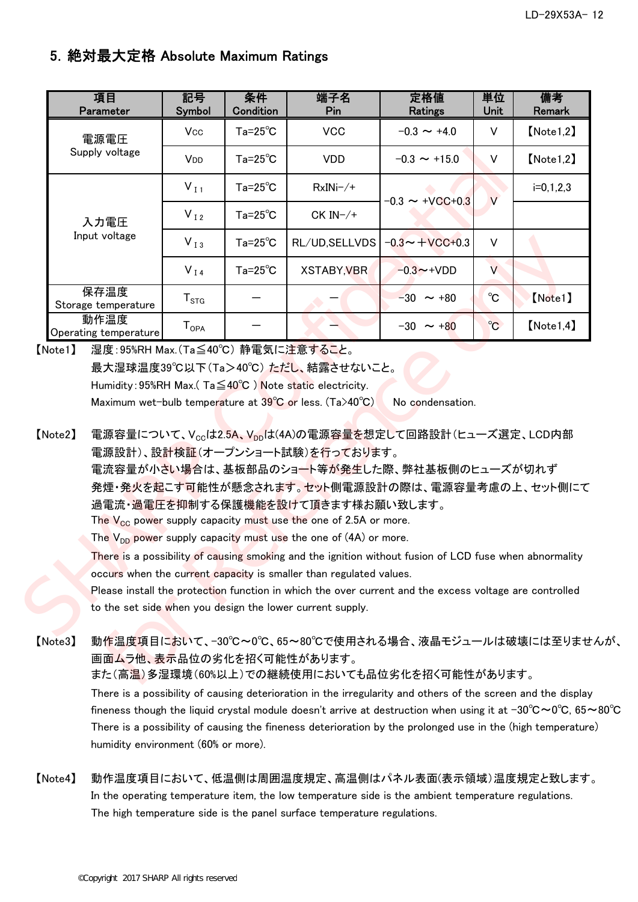## 5. 絶対最大定格 Absolute Maximum Ratings

| 項目<br>Parameter | 記号<br>Symbol | 条件<br>Condition | 端子名<br>Pin | 定格値<br>Ratings | 単位<br>Unit | 備考<br>Remark |
|---|---|---|---|---|---|---|
| 電源電圧<br>Supply voltage | $V_{CC}$ | Ta=25℃ | VCC | −0.3 ～ +4.0 | V | 【Note1,2】 |
| | $V_{DD}$ | Ta=25℃ | VDD | −0.3 ～ +15.0 | V | 【Note1,2】 |
| 入力電圧<br>Input voltage | $V_{I1}$ | Ta=25℃ | RxINi−/+ | −0.3 ～ +VCC+0.3 | V | i=0,1,2,3 |
| | $V_{I2}$ | Ta=25℃ | CK IN−/+ | | | |
| | $V_{I3}$ | Ta=25℃ | RL/UD,SELLVDS | −0.3～＋VCC+0.3 | V | |
| | $V_{I4}$ | Ta=25℃ | XSTABY,VBR | −0.3～+VDD | V | |
| 保存温度<br>Storage temperature | $T_{STG}$ | ― | ― | −30 ～ +80 | ℃ | 【Note1】 |
| 動作温度<br>Operating temperature | $T_{OPA}$ | ― | ― | −30 ～ +80 | ℃ | 【Note1,4】 |

【Note1】 湿度：95%RH Max.（Ta≦40℃） 静電気に注意すること。
最大湿球温度39℃以下（Ta＞40℃） ただし、結露させないこと。
Humidity：95%RH Max.( Ta≦40℃ ) Note static electricity.
Maximum wet-bulb temperature at 39℃ or less. (Ta>40℃)　No condensation.

【Note2】 電源容量について、$V_{CC}$は2.5A、$V_{DD}$は(4A)の電源容量を想定して回路設計（ヒューズ選定、LCD内部電源設計）、設計検証（オープンショート試験）を行っております。
電流容量が小さい場合は、基板部品のショート等が発生した際、弊社基板側のヒューズが切れず発煙・発火を起こす可能性が懸念されます。セット側電源設計の際は、電源容量考慮の上、セット側にて過電流・過電圧を抑制する保護機能を設けて頂きます様お願い致します。
The $V_{CC}$ power supply capacity must use the one of 2.5A or more.
The $V_{DD}$ power supply capacity must use the one of (4A) or more.
There is a possibility of causing smoking and the ignition without fusion of LCD fuse when abnormality occurs when the current capacity is smaller than regulated values.
Please install the protection function in which the over current and the excess voltage are controlled to the set side when you design the lower current supply.

【Note3】 動作温度項目において、-30℃～0℃、65～80℃で使用される場合、液晶モジュールは破壊には至りませんが、画面ムラ他、表示品位の劣化を招く可能性があります。
また（高温）多湿環境（60%以上）での継続使用においても品位劣化を招く可能性があります。
There is a possibility of causing deterioration in the irregularity and others of the screen and the display fineness though the liquid crystal module doesn't arrive at destruction when using it at -30℃～0℃, 65～80℃
There is a possibility of causing the fineness deterioration by the prolonged use in the (high temperature) humidity environment (60% or more).

【Note4】 動作温度項目において、低温側は周囲温度規定、高温側はパネル表面(表示領域)温度規定と致します。
In the operating temperature item, the low temperature side is the ambient temperature regulations.
The high temperature side is the panel surface temperature regulations.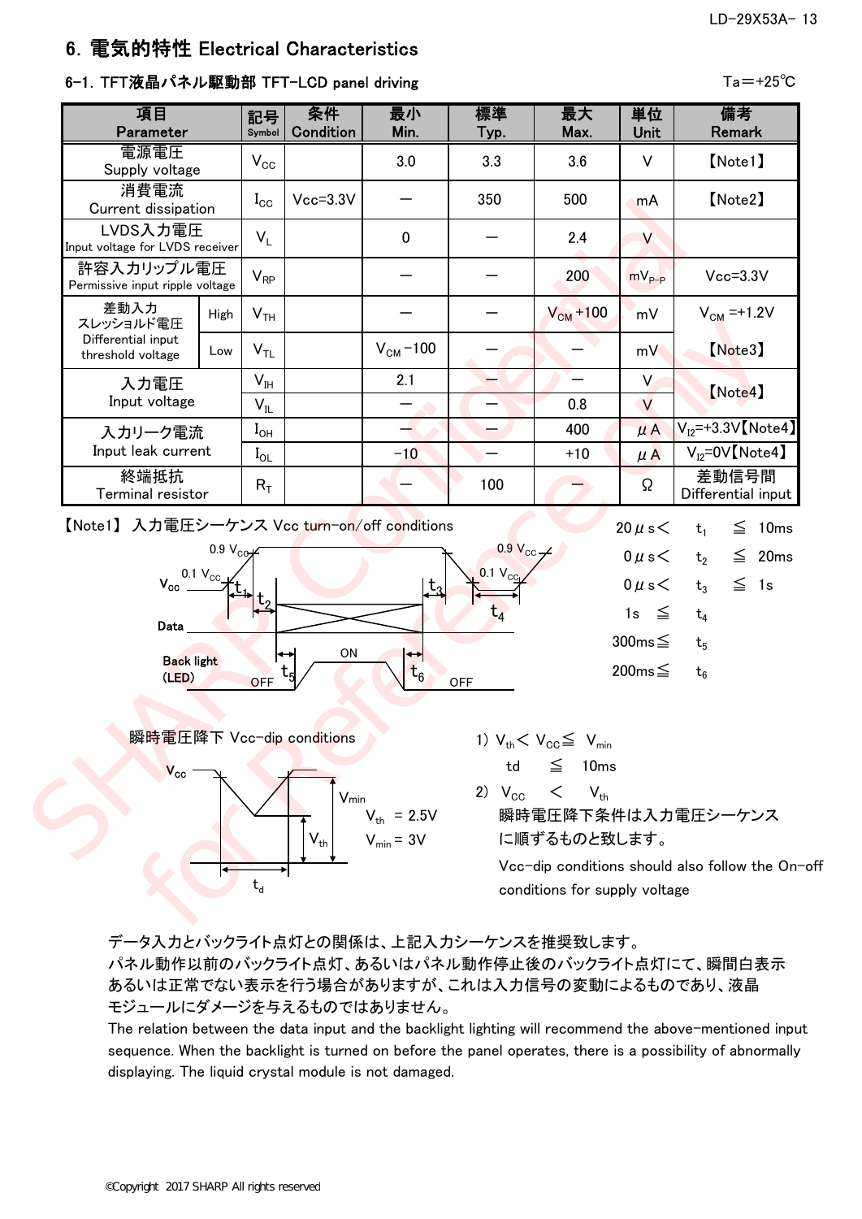## 6. 電気的特性 Electrical Characteristics

### 6-1. TFT液晶パネル駆動部 TFT-LCD panel driving

Ta＝+25℃

| 項目 Parameter | | 記号 Symbol | 条件 Condition | 最小 Min. | 標準 Typ. | 最大 Max. | 単位 Unit | 備考 Remark |
|---|---|---|---|---|---|---|---|---|
| 電源電圧 Supply voltage | | $V_{CC}$ | | 3.0 | 3.3 | 3.6 | V | 【Note1】 |
| 消費電流 Current dissipation | | $I_{CC}$ | Vcc=3.3V | — | 350 | 500 | mA | 【Note2】 |
| LVDS入力電圧 Input voltage for LVDS receiver | | $V_L$ | | 0 | — | 2.4 | V | |
| 許容入力リップル電圧 Permissive input ripple voltage | | $V_{RP}$ | | — | — | 200 | $mV_{P-P}$ | Vcc=3.3V |
| 差動入力スレッショルド電圧 Differential input threshold voltage | High | $V_{TH}$ | | — | — | $V_{CM}$ +100 | mV | $V_{CM}$ =+1.2V 【Note3】 |
| | Low | $V_{TL}$ | | $V_{CM}$ −100 | — | — | mV | |
| 入力電圧 Input voltage | | $V_{IH}$ | | 2.1 | — | — | V | 【Note4】 |
| | | $V_{IL}$ | | — | — | 0.8 | V | |
| 入力リーク電流 Input leak current | | $I_{OH}$ | | — | — | 400 | μA | $V_{I2}$=+3.3V【Note4】 |
| | | $I_{OL}$ | | -10 | — | +10 | μA | $V_{I2}$=0V【Note4】 |
| 終端抵抗 Terminal resistor | | $R_T$ | | — | 100 | — | Ω | 差動信号間 Differential input |

【Note1】 入力電圧シーケンス Vcc turn-on/off conditions

- 20μs＜ $t_1$ ≦ 10ms
- 0μs＜ $t_2$ ≦ 20ms
- 0μs＜ $t_3$ ≦ 1s
- 1s ≦ $t_4$
- 300ms≦ $t_5$
- 200ms≦ $t_6$

瞬時電圧降下 Vcc-dip conditions

$V_{th}$ = 2.5V
$V_{min}$ = 3V

1) $V_{th}$＜ $V_{CC}$≦ $V_{min}$
   td ≦ 10ms

2) $V_{CC}$ ＜ $V_{th}$
   瞬時電圧降下条件は入力電圧シーケンスに順ずるものと致します。
   Vcc-dip conditions should also follow the On-off conditions for supply voltage

データ入力とバックライト点灯との関係は、上記入力シーケンスを推奨致します。
パネル動作以前のバックライト点灯、あるいはパネル動作停止後のバックライト点灯にて、瞬間白表示あるいは正常でない表示を行う場合がありますが、これは入力信号の変動によるものであり、液晶モジュールにダメージを与えるものではありません。
The relation between the data input and the backlight lighting will recommend the above-mentioned input sequence. When the backlight is turned on before the panel operates, there is a possibility of abnormally displaying. The liquid crystal module is not damaged.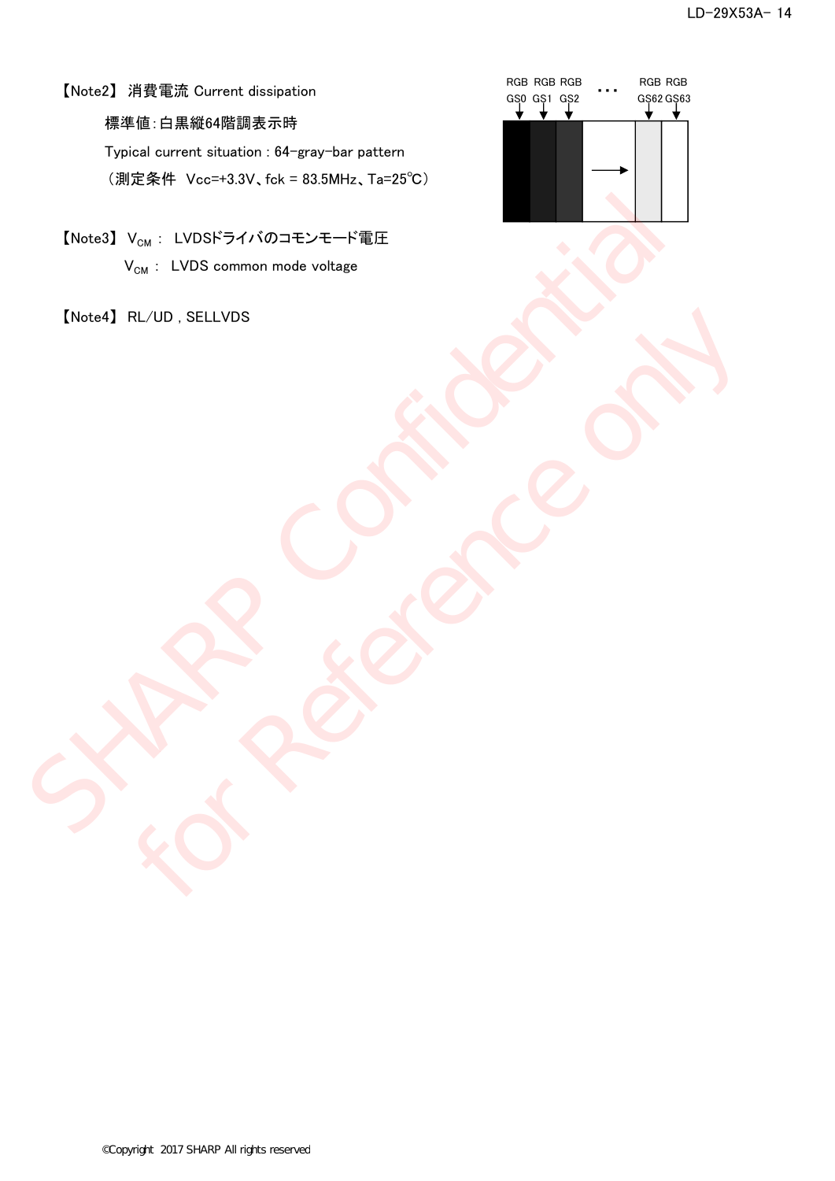【Note2】 消費電流 Current dissipation

標準値：白黒縦64階調表示時

Typical current situation : 64-gray-bar pattern

（測定条件　Vcc=+3.3V、fck = 83.5MHz、Ta=25℃）

RGB GS0　RGB GS1　RGB GS2　…　RGB GS62　RGB GS63

【Note3】 $V_{CM}$ ： LVDSドライバのコモンモード電圧

$V_{CM}$ ： LVDS common mode voltage

【Note4】 RL/UD , SELLVDS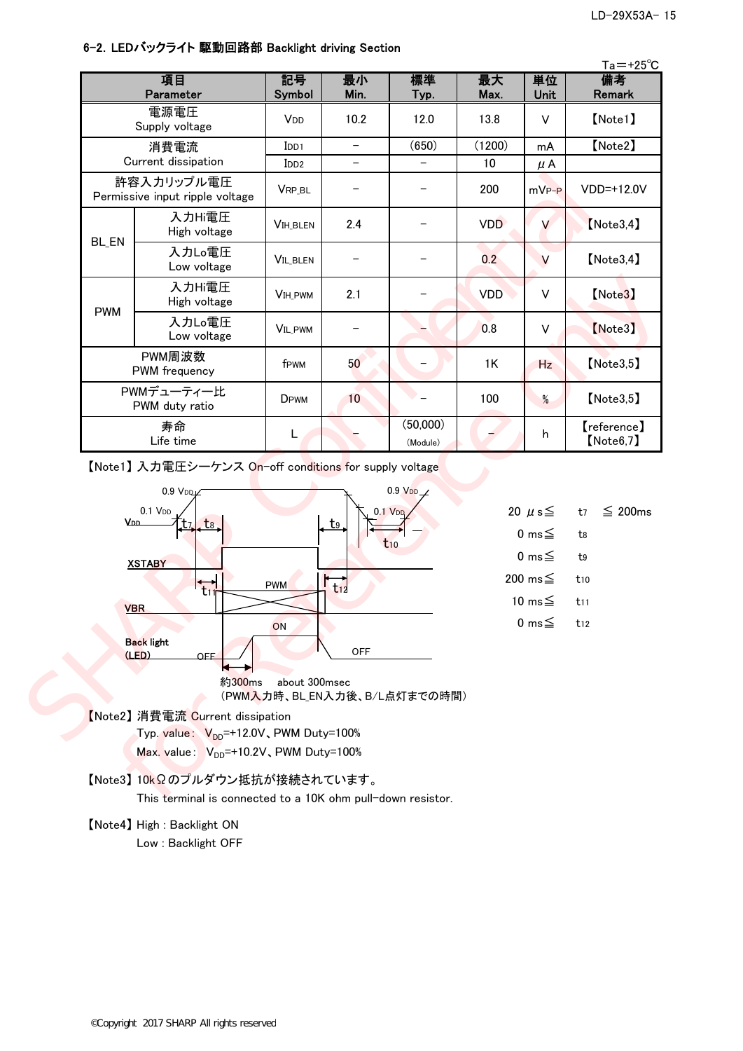## 6-2. LEDバックライト 駆動回路部 Backlight driving Section

Ta＝+25℃

| 項目 Parameter | | 記号 Symbol | 最小 Min. | 標準 Typ. | 最大 Max. | 単位 Unit | 備考 Remark |
|---|---|---|---|---|---|---|---|
| 電源電圧 Supply voltage | | $V_{DD}$ | 10.2 | 12.0 | 13.8 | V | 【Note1】 |
| 消費電流 Current dissipation | | $I_{DD1}$ | － | (650) | (1200) | mA | 【Note2】 |
| | | $I_{DD2}$ | － | － | 10 | μA | |
| 許容入力リップル電圧 Permissive input ripple voltage | | $V_{RP\_BL}$ | － | － | 200 | $mV_{P-P}$ | VDD=+12.0V |
| BL_EN | 入力Hi電圧 High voltage | $V_{IH\_BLEN}$ | 2.4 | － | VDD | V | 【Note3,4】 |
| | 入力Lo電圧 Low voltage | $V_{IL\_BLEN}$ | － | － | 0.2 | V | 【Note3,4】 |
| PWM | 入力Hi電圧 High voltage | $V_{IH\_PWM}$ | 2.1 | － | VDD | V | 【Note3】 |
| | 入力Lo電圧 Low voltage | $V_{IL\_PWM}$ | － | － | 0.8 | V | 【Note3】 |
| PWM周波数 PWM frequency | | $f_{PWM}$ | 50 | － | 1K | Hz | 【Note3,5】 |
| PWMデューティー比 PWM duty ratio | | $D_{PWM}$ | 10 | － | 100 | % | 【Note3,5】 |
| 寿命 Life time | | L | － | (50,000) (Module) | － | h | 【reference】【Note6,7】 |

【Note1】入力電圧シーケンス On-off conditions for supply voltage

(Timing diagram: VDD (0.9 VDD, 0.1 VDD, t7, t8, t9, t10), XSTABY, VBR (PWM, t11, t12), Back light (LED) (OFF, ON, OFF))

約300ms about 300msec
(PWM入力時、BL_EN入力後、B/L点灯までの時間)

20 μs≦ $t_7$ ≦ 200ms
0 ms≦ $t_8$
0 ms≦ $t_9$
200 ms≦ $t_{10}$
10 ms≦ $t_{11}$
0 ms≦ $t_{12}$

【Note2】消費電流 Current dissipation

Typ. value： $V_{DD}$=+12.0V、PWM Duty=100%

Max. value： $V_{DD}$=+10.2V、PWM Duty=100%

【Note3】10kΩのプルダウン抵抗が接続されています。

This terminal is connected to a 10K ohm pull-down resistor.

【Note4】High : Backlight ON

Low : Backlight OFF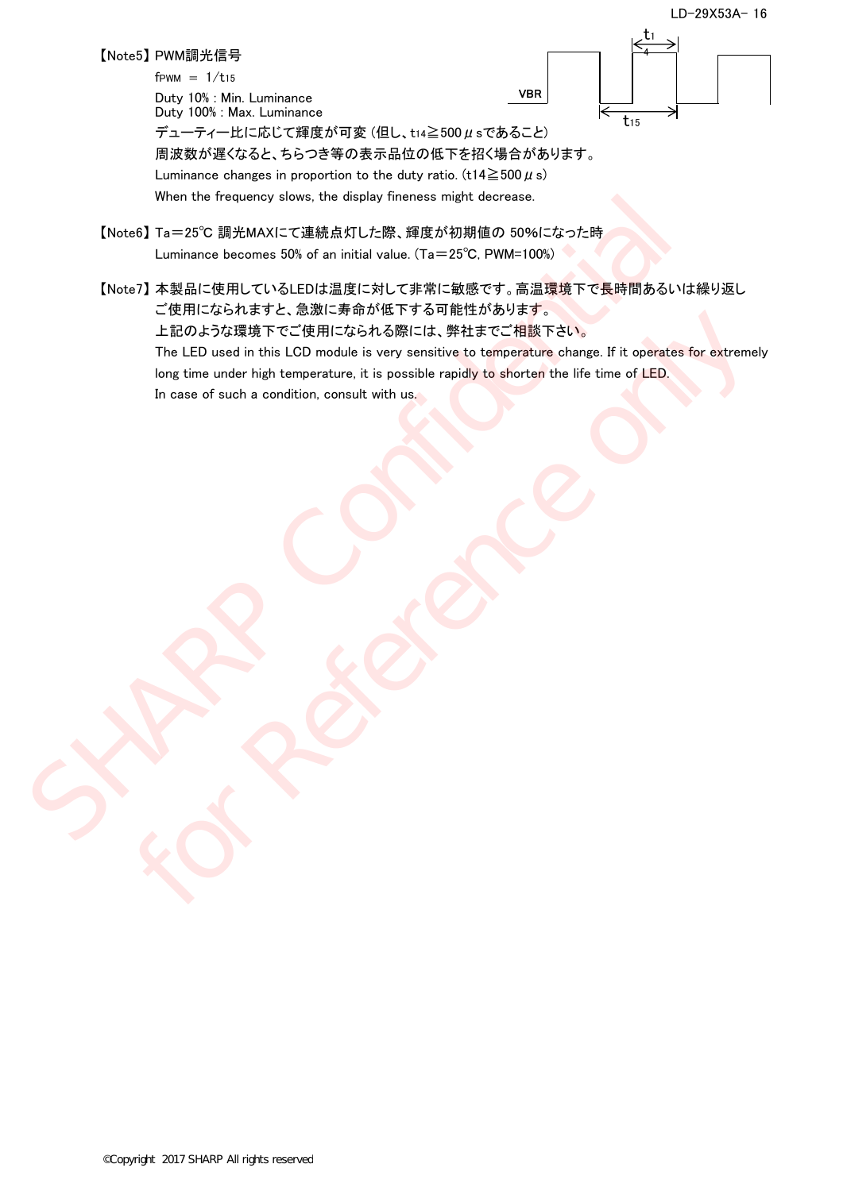【Note5】PWM調光信号

$f_{PWM}$ = $1/t_{15}$

Duty 10% : Min. Luminance
Duty 100% : Max. Luminance

デューティー比に応じて輝度が可変（但し、$t_{14}$≧500μsであること）
周波数が遅くなると、ちらつき等の表示品位の低下を招く場合があります。
Luminance changes in proportion to the duty ratio. ($t_{14}$≧500μs)
When the frequency slows, the display fineness might decrease.

【Note6】Ta＝25℃ 調光MAXにて連続点灯した際、輝度が初期値の 50%になった時
Luminance becomes 50% of an initial value. (Ta＝25℃, PWM=100%)

【Note7】本製品に使用しているLEDは温度に対して非常に敏感です。高温環境下で長時間あるいは繰り返しご使用になられますと、急激に寿命が低下する可能性があります。
上記のような環境下でご使用になられる際には、弊社までご相談下さい。
The LED used in this LCD module is very sensitive to temperature change. If it operates for extremely long time under high temperature, it is possible rapidly to shorten the life time of LED.
In case of such a condition, consult with us.

©Copyright 2017 SHARP All rights reserved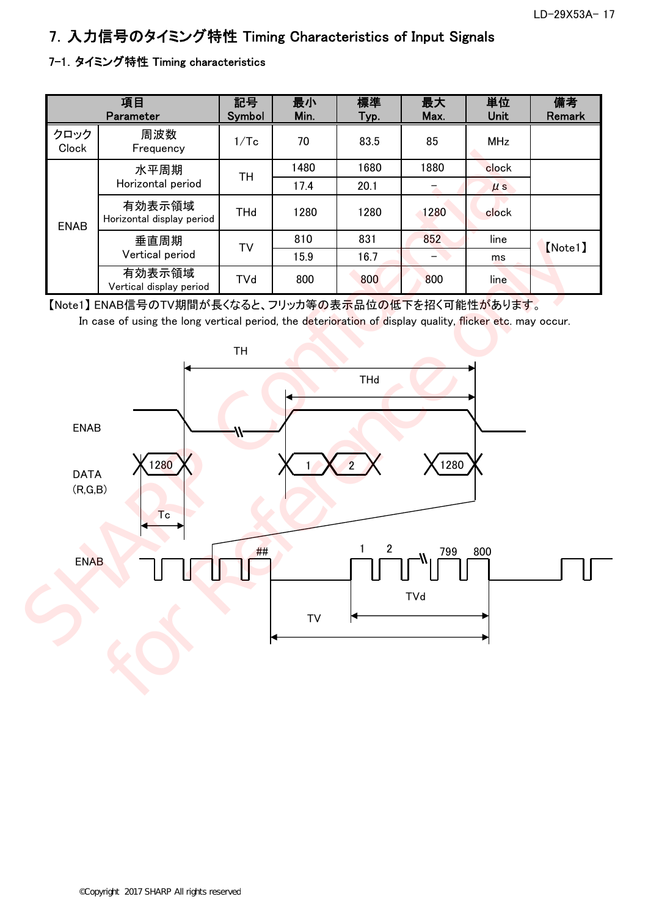# 7. 入力信号のタイミング特性 Timing Characteristics of Input Signals

## 7-1. タイミング特性 Timing characteristics

| 項目 Parameter | | 記号 Symbol | 最小 Min. | 標準 Typ. | 最大 Max. | 単位 Unit | 備考 Remark |
|---|---|---|---|---|---|---|---|
| クロック Clock | 周波数 Frequency | 1/Tc | 70 | 83.5 | 85 | MHz | |
| ENAB | 水平周期 Horizontal period | TH | 1480 | 1680 | 1880 | clock | |
| | | | 17.4 | 20.1 | − | μs | |
| | 有効表示領域 Horizontal display period | THd | 1280 | 1280 | 1280 | clock | |
| | 垂直周期 Vertical period | TV | 810 | 831 | 852 | line | 【Note1】 |
| | | | 15.9 | 16.7 | − | ms | |
| | 有効表示領域 Vertical display period | TVd | 800 | 800 | 800 | line | |

【Note1】ENAB信号のTV期間が長くなると、フリッカ等の表示品位の低下を招く可能性があります。
In case of using the long vertical period, the deterioration of display quality, flicker etc. may occur.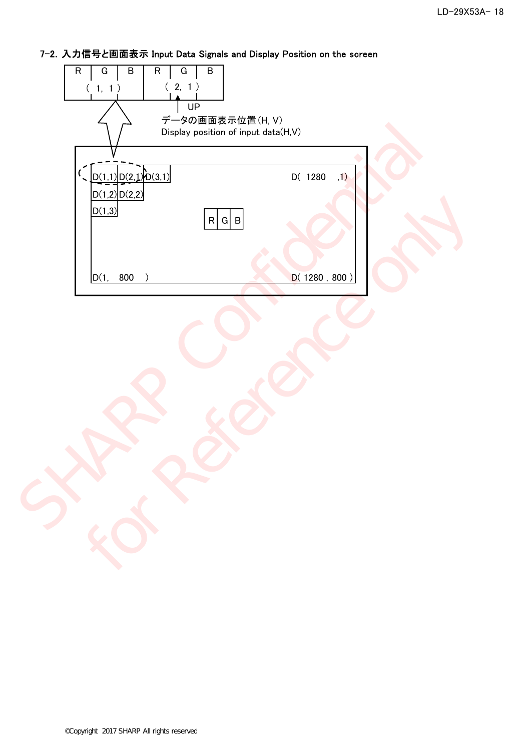## 7-2. 入力信号と画面表示 Input Data Signals and Display Position on the screen

| R | G | B | R | G | B |
|---|---|---|---|---|---|
| | ( 1, 1 ) | | | ( 2, 1 ) | |

UP

データの画面表示位置(H, V)
Display position of input data(H,V)

| D(1,1) | D(2,1) | D(3,1) | | D( 1280 ,1) |
|---|---|---|---|---|
| D(1,2) | D(2,2) | | | |
| D(1,3) | | | R G B | |
| D(1, 800 ) | | | | D( 1280 , 800 ) |

©Copyright 2017 SHARP All rights reserved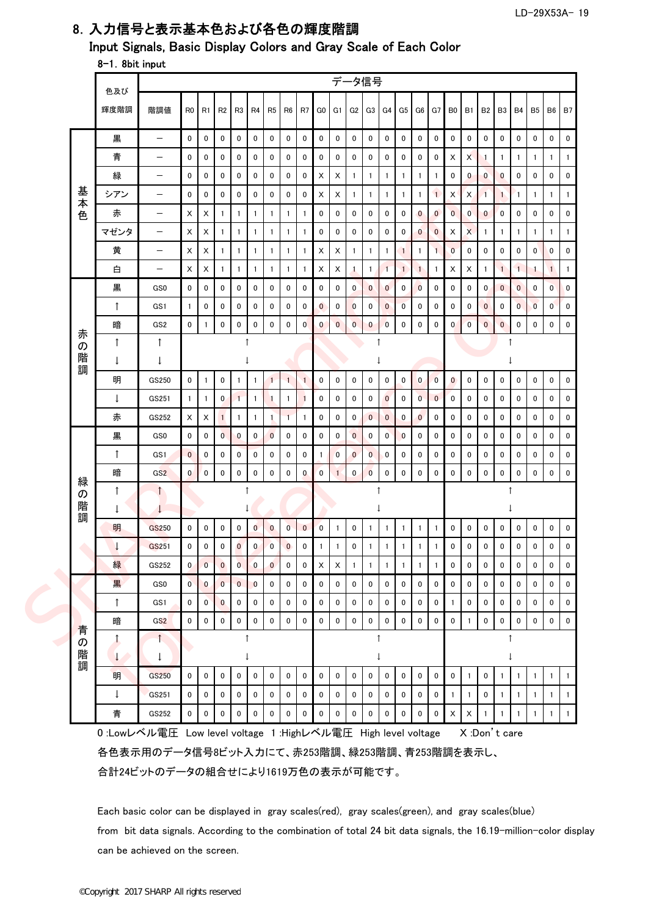## 8. 入力信号と表示基本色および各色の輝度階調

## Input Signals, Basic Display Colors and Gray Scale of Each Color

### 8-1. 8bit input

| | 色及び輝度階調 | 階調値 | R0 | R1 | R2 | R3 | R4 | R5 | R6 | R7 | G0 | G1 | G2 | G3 | G4 | G5 | G6 | G7 | B0 | B1 | B2 | B3 | B4 | B5 | B6 | B7 |
|---|---|---|---|---|---|---|---|---|---|---|---|---|---|---|---|---|---|---|---|---|---|---|---|---|---|---|
| 基本色 | 黒 | − | 0 | 0 | 0 | 0 | 0 | 0 | 0 | 0 | 0 | 0 | 0 | 0 | 0 | 0 | 0 | 0 | 0 | 0 | 0 | 0 | 0 | 0 | 0 | 0 |
| | 青 | − | 0 | 0 | 0 | 0 | 0 | 0 | 0 | 0 | 0 | 0 | 0 | 0 | 0 | 0 | 0 | 0 | X | X | 1 | 1 | 1 | 1 | 1 | 1 |
| | 緑 | − | 0 | 0 | 0 | 0 | 0 | 0 | 0 | 0 | X | X | 1 | 1 | 1 | 1 | 1 | 1 | 0 | 0 | 0 | 0 | 0 | 0 | 0 | 0 |
| | シアン | − | 0 | 0 | 0 | 0 | 0 | 0 | 0 | 0 | X | X | 1 | 1 | 1 | 1 | 1 | 1 | X | X | 1 | 1 | 1 | 1 | 1 | 1 |
| | 赤 | − | X | X | 1 | 1 | 1 | 1 | 1 | 1 | 0 | 0 | 0 | 0 | 0 | 0 | 0 | 0 | 0 | 0 | 0 | 0 | 0 | 0 | 0 | 0 |
| | マゼンタ | − | X | X | 1 | 1 | 1 | 1 | 1 | 1 | 0 | 0 | 0 | 0 | 0 | 0 | 0 | 0 | X | X | 1 | 1 | 1 | 1 | 1 | 1 |
| | 黄 | − | X | X | 1 | 1 | 1 | 1 | 1 | 1 | X | X | 1 | 1 | 1 | 1 | 1 | 1 | 0 | 0 | 0 | 0 | 0 | 0 | 0 | 0 |
| | 白 | − | X | X | 1 | 1 | 1 | 1 | 1 | 1 | X | X | 1 | 1 | 1 | 1 | 1 | 1 | X | X | 1 | 1 | 1 | 1 | 1 | 1 |
| 赤の階調 | 黒 | GS0 | 0 | 0 | 0 | 0 | 0 | 0 | 0 | 0 | 0 | 0 | 0 | 0 | 0 | 0 | 0 | 0 | 0 | 0 | 0 | 0 | 0 | 0 | 0 | 0 |
| | ↑ | GS1 | 1 | 0 | 0 | 0 | 0 | 0 | 0 | 0 | 0 | 0 | 0 | 0 | 0 | 0 | 0 | 0 | 0 | 0 | 0 | 0 | 0 | 0 | 0 | 0 |
| | 暗 | GS2 | 0 | 1 | 0 | 0 | 0 | 0 | 0 | 0 | 0 | 0 | 0 | 0 | 0 | 0 | 0 | 0 | 0 | 0 | 0 | 0 | 0 | 0 | 0 | 0 |
| | ↑<br>↓ | ↑<br>↓ | ↑<br>↓ | | | | | | | | ↑<br>↓ | | | | | | | | ↑<br>↓ | | | | | | | |
| | 明 | GS250 | 0 | 1 | 0 | 1 | 1 | 1 | 1 | 1 | 0 | 0 | 0 | 0 | 0 | 0 | 0 | 0 | 0 | 0 | 0 | 0 | 0 | 0 | 0 | 0 |
| | ↓ | GS251 | 1 | 1 | 0 | 1 | 1 | 1 | 1 | 1 | 0 | 0 | 0 | 0 | 0 | 0 | 0 | 0 | 0 | 0 | 0 | 0 | 0 | 0 | 0 | 0 |
| | 赤 | GS252 | X | X | 1 | 1 | 1 | 1 | 1 | 1 | 0 | 0 | 0 | 0 | 0 | 0 | 0 | 0 | 0 | 0 | 0 | 0 | 0 | 0 | 0 | 0 |
| 緑の階調 | 黒 | GS0 | 0 | 0 | 0 | 0 | 0 | 0 | 0 | 0 | 0 | 0 | 0 | 0 | 0 | 0 | 0 | 0 | 0 | 0 | 0 | 0 | 0 | 0 | 0 | 0 |
| | ↑ | GS1 | 0 | 0 | 0 | 0 | 0 | 0 | 0 | 0 | 1 | 0 | 0 | 0 | 0 | 0 | 0 | 0 | 0 | 0 | 0 | 0 | 0 | 0 | 0 | 0 |
| | 暗 | GS2 | 0 | 0 | 0 | 0 | 0 | 0 | 0 | 0 | 0 | 1 | 0 | 0 | 0 | 0 | 0 | 0 | 0 | 0 | 0 | 0 | 0 | 0 | 0 | 0 |
| | ↑<br>↓ | ↑<br>↓ | ↑<br>↓ | | | | | | | | ↑<br>↓ | | | | | | | | ↑<br>↓ | | | | | | | |
| | 明 | GS250 | 0 | 0 | 0 | 0 | 0 | 0 | 0 | 0 | 0 | 1 | 0 | 1 | 1 | 1 | 1 | 1 | 0 | 0 | 0 | 0 | 0 | 0 | 0 | 0 |
| | ↓ | GS251 | 0 | 0 | 0 | 0 | 0 | 0 | 0 | 0 | 1 | 1 | 0 | 1 | 1 | 1 | 1 | 1 | 0 | 0 | 0 | 0 | 0 | 0 | 0 | 0 |
| | 緑 | GS252 | 0 | 0 | 0 | 0 | 0 | 0 | 0 | 0 | X | X | 1 | 1 | 1 | 1 | 1 | 1 | 0 | 0 | 0 | 0 | 0 | 0 | 0 | 0 |
| 青の階調 | 黒 | GS0 | 0 | 0 | 0 | 0 | 0 | 0 | 0 | 0 | 0 | 0 | 0 | 0 | 0 | 0 | 0 | 0 | 0 | 0 | 0 | 0 | 0 | 0 | 0 | 0 |
| | ↑ | GS1 | 0 | 0 | 0 | 0 | 0 | 0 | 0 | 0 | 0 | 0 | 0 | 0 | 0 | 0 | 0 | 0 | 1 | 0 | 0 | 0 | 0 | 0 | 0 | 0 |
| | 暗 | GS2 | 0 | 0 | 0 | 0 | 0 | 0 | 0 | 0 | 0 | 0 | 0 | 0 | 0 | 0 | 0 | 0 | 0 | 1 | 0 | 0 | 0 | 0 | 0 | 0 |
| | ↑<br>↓ | ↑<br>↓ | ↑<br>↓ | | | | | | | | ↑<br>↓ | | | | | | | | ↑<br>↓ | | | | | | | |
| | 明 | GS250 | 0 | 0 | 0 | 0 | 0 | 0 | 0 | 0 | 0 | 0 | 0 | 0 | 0 | 0 | 0 | 0 | 0 | 1 | 0 | 1 | 1 | 1 | 1 | 1 |
| | ↓ | GS251 | 0 | 0 | 0 | 0 | 0 | 0 | 0 | 0 | 0 | 0 | 0 | 0 | 0 | 0 | 0 | 0 | 1 | 1 | 0 | 1 | 1 | 1 | 1 | 1 |
| | 青 | GS252 | 0 | 0 | 0 | 0 | 0 | 0 | 0 | 0 | 0 | 0 | 0 | 0 | 0 | 0 | 0 | 0 | X | X | 1 | 1 | 1 | 1 | 1 | 1 |

0 :Lowレベル電圧　Low level voltage　1 :Highレベル電圧　High level voltage　　X :Don't care

各色表示用のデータ信号8ビット入力にて、赤253階調、緑253階調、青253階調を表示し、
合計24ビットのデータの組合せにより1619万色の表示が可能です。

Each basic color can be displayed in gray scales(red), gray scales(green), and gray scales(blue)
from bit data signals. According to the combination of total 24 bit data signals, the 16.19-million-color display
can be achieved on the screen.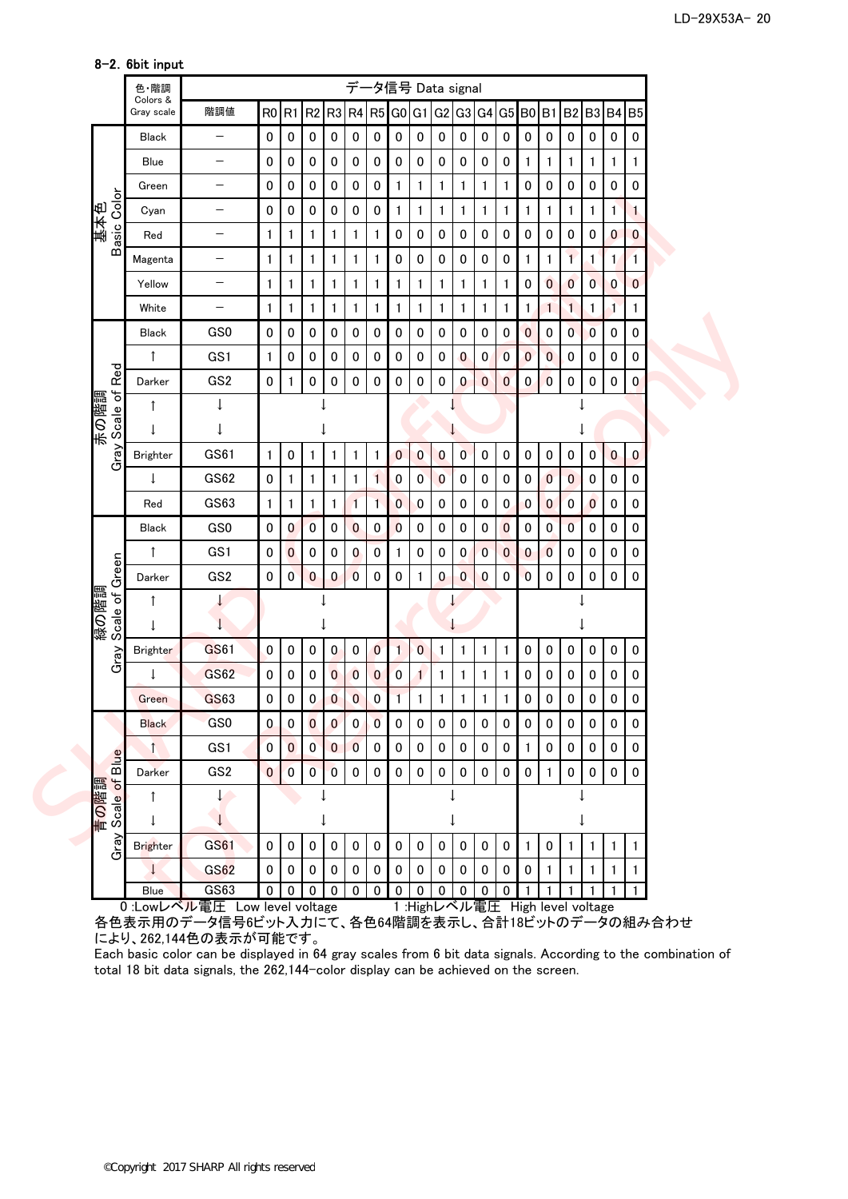### 8-2. 6bit input

| | 色・階調 Colors & Gray scale | 階調値 | R0 | R1 | R2 | R3 | R4 | R5 | G0 | G1 | G2 | G3 | G4 | G5 | B0 | B1 | B2 | B3 | B4 | B5 |
|---|---|---|---|---|---|---|---|---|---|---|---|---|---|---|---|---|---|---|---|---|
| 基本色 Basic Color | Black | – | 0 | 0 | 0 | 0 | 0 | 0 | 0 | 0 | 0 | 0 | 0 | 0 | 0 | 0 | 0 | 0 | 0 | 0 |
| | Blue | – | 0 | 0 | 0 | 0 | 0 | 0 | 0 | 0 | 0 | 0 | 0 | 0 | 1 | 1 | 1 | 1 | 1 | 1 |
| | Green | – | 0 | 0 | 0 | 0 | 0 | 0 | 1 | 1 | 1 | 1 | 1 | 1 | 0 | 0 | 0 | 0 | 0 | 0 |
| | Cyan | – | 0 | 0 | 0 | 0 | 0 | 0 | 1 | 1 | 1 | 1 | 1 | 1 | 1 | 1 | 1 | 1 | 1 | 1 |
| | Red | – | 1 | 1 | 1 | 1 | 1 | 1 | 0 | 0 | 0 | 0 | 0 | 0 | 0 | 0 | 0 | 0 | 0 | 0 |
| | Magenta | – | 1 | 1 | 1 | 1 | 1 | 1 | 0 | 0 | 0 | 0 | 0 | 0 | 1 | 1 | 1 | 1 | 1 | 1 |
| | Yellow | – | 1 | 1 | 1 | 1 | 1 | 1 | 1 | 1 | 1 | 1 | 1 | 1 | 0 | 0 | 0 | 0 | 0 | 0 |
| | White | – | 1 | 1 | 1 | 1 | 1 | 1 | 1 | 1 | 1 | 1 | 1 | 1 | 1 | 1 | 1 | 1 | 1 | 1 |
| 赤の階調 Gray Scale of Red | Black | GS0 | 0 | 0 | 0 | 0 | 0 | 0 | 0 | 0 | 0 | 0 | 0 | 0 | 0 | 0 | 0 | 0 | 0 | 0 |
| | ↑ | GS1 | 1 | 0 | 0 | 0 | 0 | 0 | 0 | 0 | 0 | 0 | 0 | 0 | 0 | 0 | 0 | 0 | 0 | 0 |
| | Darker | GS2 | 0 | 1 | 0 | 0 | 0 | 0 | 0 | 0 | 0 | 0 | 0 | 0 | 0 | 0 | 0 | 0 | 0 | 0 |
| | ↑ | ↓ | | | ↓ | | | | | | ↓ | | | | | | ↓ | | | |
| | ↓ | ↓ | | | ↓ | | | | | | ↓ | | | | | | ↓ | | | |
| | Brighter | GS61 | 1 | 0 | 1 | 1 | 1 | 1 | 0 | 0 | 0 | 0 | 0 | 0 | 0 | 0 | 0 | 0 | 0 | 0 |
| | ↓ | GS62 | 0 | 1 | 1 | 1 | 1 | 1 | 0 | 0 | 0 | 0 | 0 | 0 | 0 | 0 | 0 | 0 | 0 | 0 |
| | Red | GS63 | 1 | 1 | 1 | 1 | 1 | 1 | 0 | 0 | 0 | 0 | 0 | 0 | 0 | 0 | 0 | 0 | 0 | 0 |
| 緑の階調 Gray Scale of Green | Black | GS0 | 0 | 0 | 0 | 0 | 0 | 0 | 0 | 0 | 0 | 0 | 0 | 0 | 0 | 0 | 0 | 0 | 0 | 0 |
| | ↑ | GS1 | 0 | 0 | 0 | 0 | 0 | 0 | 1 | 0 | 0 | 0 | 0 | 0 | 0 | 0 | 0 | 0 | 0 | 0 |
| | Darker | GS2 | 0 | 0 | 0 | 0 | 0 | 0 | 0 | 1 | 0 | 0 | 0 | 0 | 0 | 0 | 0 | 0 | 0 | 0 |
| | ↑ | ↓ | | | ↓ | | | | | | ↓ | | | | | | ↓ | | | |
| | ↓ | ↓ | | | ↓ | | | | | | ↓ | | | | | | ↓ | | | |
| | Brighter | GS61 | 0 | 0 | 0 | 0 | 0 | 0 | 1 | 0 | 1 | 1 | 1 | 1 | 0 | 0 | 0 | 0 | 0 | 0 |
| | ↓ | GS62 | 0 | 0 | 0 | 0 | 0 | 0 | 0 | 1 | 1 | 1 | 1 | 1 | 0 | 0 | 0 | 0 | 0 | 0 |
| | Green | GS63 | 0 | 0 | 0 | 0 | 0 | 0 | 1 | 1 | 1 | 1 | 1 | 1 | 0 | 0 | 0 | 0 | 0 | 0 |
| 青の階調 Gray Scale of Blue | Black | GS0 | 0 | 0 | 0 | 0 | 0 | 0 | 0 | 0 | 0 | 0 | 0 | 0 | 0 | 0 | 0 | 0 | 0 | 0 |
| | ↑ | GS1 | 0 | 0 | 0 | 0 | 0 | 0 | 0 | 0 | 0 | 0 | 0 | 0 | 1 | 0 | 0 | 0 | 0 | 0 |
| | Darker | GS2 | 0 | 0 | 0 | 0 | 0 | 0 | 0 | 0 | 0 | 0 | 0 | 0 | 0 | 1 | 0 | 0 | 0 | 0 |
| | ↑ | ↓ | | | ↓ | | | | | | ↓ | | | | | | ↓ | | | |
| | ↓ | ↓ | | | ↓ | | | | | | ↓ | | | | | | ↓ | | | |
| | Brighter | GS61 | 0 | 0 | 0 | 0 | 0 | 0 | 0 | 0 | 0 | 0 | 0 | 0 | 1 | 0 | 1 | 1 | 1 | 1 |
| | ↓ | GS62 | 0 | 0 | 0 | 0 | 0 | 0 | 0 | 0 | 0 | 0 | 0 | 0 | 0 | 1 | 1 | 1 | 1 | 1 |
| | Blue | GS63 | 0 | 0 | 0 | 0 | 0 | 0 | 0 | 0 | 0 | 0 | 0 | 0 | 1 | 1 | 1 | 1 | 1 | 1 |

0 :Lowレベル電圧 Low level voltage　　1 :Highレベル電圧 High level voltage

各色表示用のデータ信号6ビット入力にて、各色64階調を表示し、合計18ビットのデータの組み合わせにより、262,144色の表示が可能です。

Each basic color can be displayed in 64 gray scales from 6 bit data signals. According to the combination of total 18 bit data signals, the 262,144-color display can be achieved on the screen.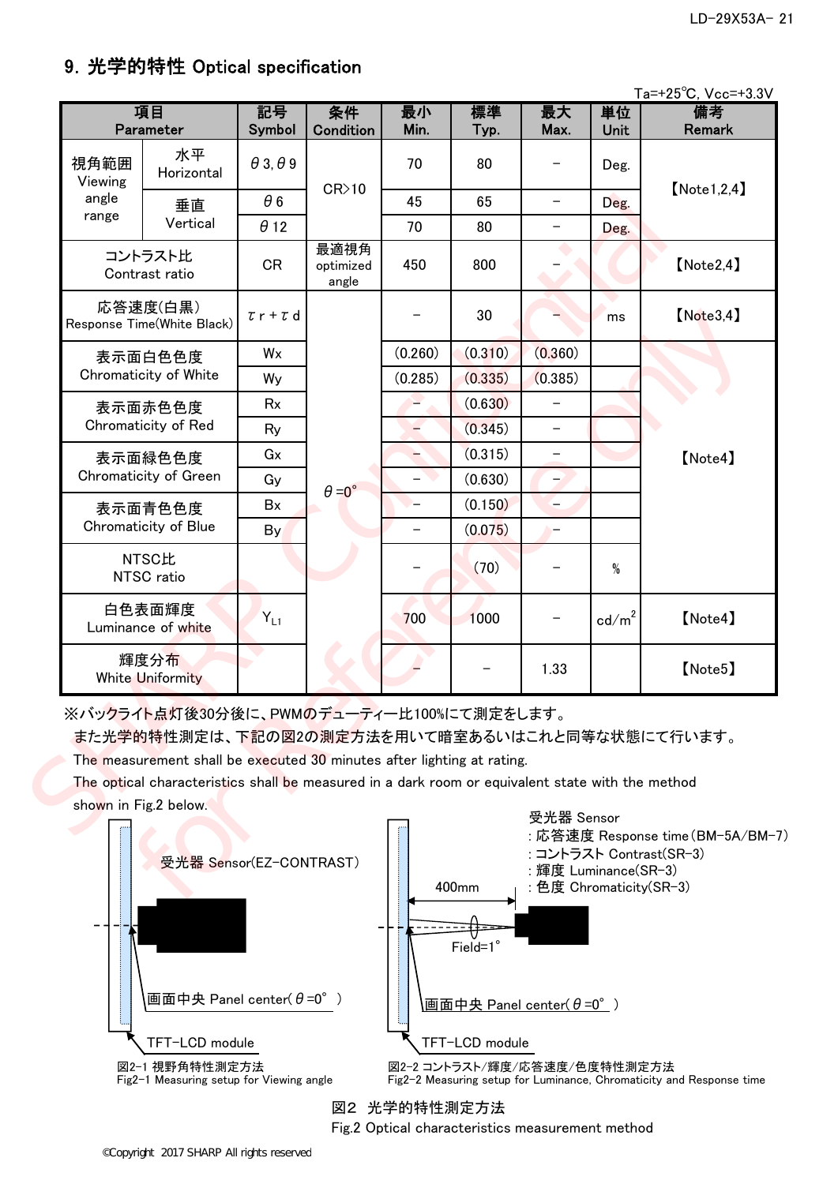## 9. 光学的特性 Optical specification

Ta=+25℃, Vcc=+3.3V

| 項目 Parameter | | 記号 Symbol | 条件 Condition | 最小 Min. | 標準 Typ. | 最大 Max. | 単位 Unit | 備考 Remark |
|---|---|---|---|---|---|---|---|---|
| 視角範囲 Viewing angle range | 水平 Horizontal | θ3, θ9 | CR>10 | 70 | 80 | – | Deg. | 【Note1,2,4】 |
| | 垂直 Vertical | θ6 | | 45 | 65 | – | Deg. | |
| | | θ12 | | 70 | 80 | – | Deg. | |
| コントラスト比 Contrast ratio | | CR | 最適視角 optimized angle | 450 | 800 | – | | 【Note2,4】 |
| 応答速度(白黒) Response Time(White Black) | | τr+τd | θ=0° | – | 30 | – | ms | 【Note3,4】 |
| 表示面白色色度 Chromaticity of White | | Wx | | (0.260) | (0.310) | (0.360) | | 【Note4】 |
| | | Wy | | (0.285) | (0.335) | (0.385) | | |
| 表示面赤色色度 Chromaticity of Red | | Rx | | – | (0.630) | – | | |
| | | Ry | | – | (0.345) | – | | |
| 表示面緑色色度 Chromaticity of Green | | Gx | | – | (0.315) | – | | |
| | | Gy | | – | (0.630) | – | | |
| 表示面青色色度 Chromaticity of Blue | | Bx | | – | (0.150) | – | | |
| | | By | | – | (0.075) | – | | |
| NTSC比 NTSC ratio | | | | – | (70) | – | % | |
| 白色表面輝度 Luminance of white | | $Y_{L1}$ | | 700 | 1000 | – | cd/m² | 【Note4】 |
| 輝度分布 White Uniformity | | | | – | – | 1.33 | | 【Note5】 |

※バックライト点灯後30分後に、PWMのデューティー比100%にて測定をします。
また光学的特性測定は、下記の図2の測定方法を用いて暗室あるいはこれと同等な状態にて行います。
The measurement shall be executed 30 minutes after lighting at rating.
The optical characteristics shall be measured in a dark room or equivalent state with the method shown in Fig.2 below.

受光器 Sensor(EZ-CONTRAST)
画面中央 Panel center(θ=0°)
TFT-LCD module

図2-1 視野角特性測定方法
Fig2-1 Measuring setup for Viewing angle

受光器 Sensor
: 応答速度 Response time(BM-5A/BM-7)
: コントラスト Contrast(SR-3)
: 輝度 Luminance(SR-3)
: 色度 Chromaticity(SR-3)
400mm
Field=1°
画面中央 Panel center(θ=0°)
TFT-LCD module

図2-2 コントラスト/輝度/応答速度/色度特性測定方法
Fig2-2 Measuring setup for Luminance, Chromaticity and Response time

図2 光学的特性測定方法
Fig.2 Optical characteristics measurement method

©Copyright 2017 SHARP All rights reserved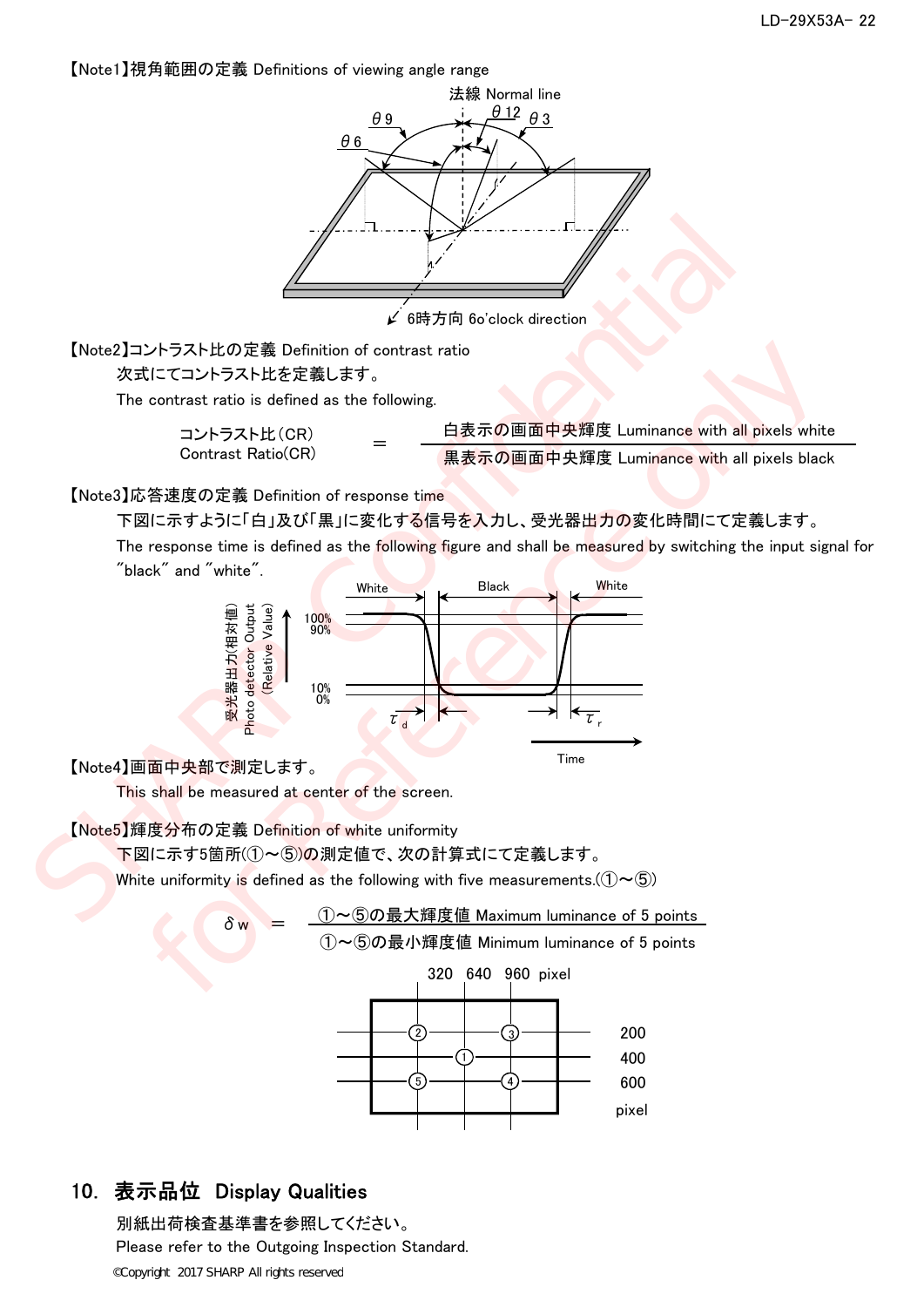【Note1】視角範囲の定義 Definitions of viewing angle range

法線 Normal line

θ9　θ12　θ3　θ6

6時方向 6o'clock direction

【Note2】コントラスト比の定義 Definition of contrast ratio

次式にてコントラスト比を定義します。

The contrast ratio is defined as the following.

$$\text{コントラスト比(CR) Contrast Ratio(CR)} = \frac{\text{白表示の画面中央輝度 Luminance with all pixels white}}{\text{黒表示の画面中央輝度 Luminance with all pixels black}}$$

【Note3】応答速度の定義 Definition of response time

下図に示すように「白」及び「黒」に変化する信号を入力し、受光器出力の変化時間にて定義します。

The response time is defined as the following figure and shall be measured by switching the input signal for "black" and "white".

受光器出力(相対値) Photo detector Output (Relative Value)

White　Black　White

100%　90%　10%　0%

$\tau_d$　$\tau_r$

Time

【Note4】画面中央部で測定します。

This shall be measured at center of the screen.

【Note5】輝度分布の定義 Definition of white uniformity

下図に示す5箇所(①～⑤)の測定値で、次の計算式にて定義します。

White uniformity is defined as the following with five measurements.(①～⑤)

$$\delta w = \frac{\text{①～⑤の最大輝度値 Maximum luminance of 5 points}}{\text{①～⑤の最小輝度値 Minimum luminance of 5 points}}$$

320　640　960　pixel

200　400　600　pixel

## 10. 表示品位 Display Qualities

別紙出荷検査基準書を参照してください。

Please refer to the Outgoing Inspection Standard.

©Copyright 2017 SHARP All rights reserved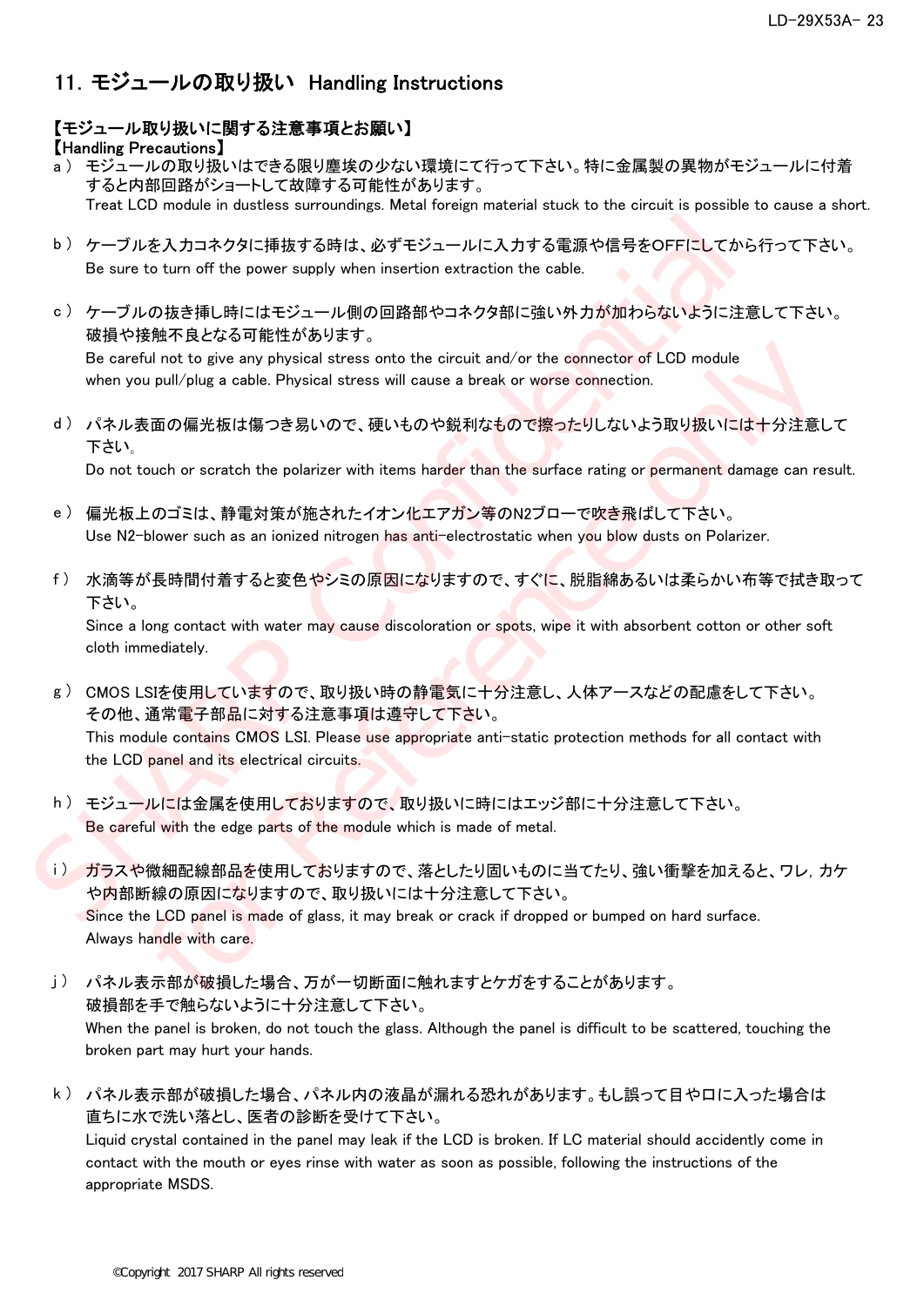# 11. モジュールの取り扱い Handling Instructions

**【モジュール取り扱いに関する注意事項とお願い】**
**【Handling Precautions】**

a） モジュールの取り扱いはできる限り塵埃の少ない環境にて行って下さい。特に金属製の異物がモジュールに付着すると内部回路がショートして故障する可能性があります。
Treat LCD module in dustless surroundings. Metal foreign material stuck to the circuit is possible to cause a short.

b） ケーブルを入力コネクタに挿抜する時は、必ずモジュールに入力する電源や信号をOFFにしてから行って下さい。
Be sure to turn off the power supply when insertion extraction the cable.

c） ケーブルの抜き挿し時にはモジュール側の回路部やコネクタ部に強い外力が加わらないように注意して下さい。破損や接触不良となる可能性があります。
Be careful not to give any physical stress onto the circuit and/or the connector of LCD module when you pull/plug a cable. Physical stress will cause a break or worse connection.

d） パネル表面の偏光板は傷つき易いので、硬いものや鋭利なもので擦ったりしないよう取り扱いには十分注意して下さい。
Do not touch or scratch the polarizer with items harder than the surface rating or permanent damage can result.

e） 偏光板上のゴミは、静電対策が施されたイオン化エアガン等のN2ブローで吹き飛ばして下さい。
Use N2-blower such as an ionized nitrogen has anti-electrostatic when you blow dusts on Polarizer.

f） 水滴等が長時間付着すると変色やシミの原因になりますので、すぐに、脱脂綿あるいは柔らかい布等で拭き取って下さい。
Since a long contact with water may cause discoloration or spots, wipe it with absorbent cotton or other soft cloth immediately.

g） CMOS LSIを使用していますので、取り扱い時の静電気に十分注意し、人体アースなどの配慮をして下さい。その他、通常電子部品に対する注意事項は遵守して下さい。
This module contains CMOS LSI. Please use appropriate anti-static protection methods for all contact with the LCD panel and its electrical circuits.

h） モジュールには金属を使用しておりますので、取り扱いに時にはエッジ部に十分注意して下さい。
Be careful with the edge parts of the module which is made of metal.

i） ガラスや微細配線部品を使用しておりますので、落としたり固いものに当てたり、強い衝撃を加えると、ワレ，カケや内部断線の原因になりますので、取り扱いには十分注意して下さい。
Since the LCD panel is made of glass, it may break or crack if dropped or bumped on hard surface. Always handle with care.

j） パネル表示部が破損した場合、万が一切断面に触れますとケガをすることがあります。破損部を手で触らないように十分注意して下さい。
When the panel is broken, do not touch the glass. Although the panel is difficult to be scattered, touching the broken part may hurt your hands.

k） パネル表示部が破損した場合、パネル内の液晶が漏れる恐れがあります。もし誤って目や口に入った場合は直ちに水で洗い落とし、医者の診断を受けて下さい。
Liquid crystal contained in the panel may leak if the LCD is broken. If LC material should accidently come in contact with the mouth or eyes rinse with water as soon as possible, following the instructions of the appropriate MSDS.

©Copyright 2017 SHARP All rights reserved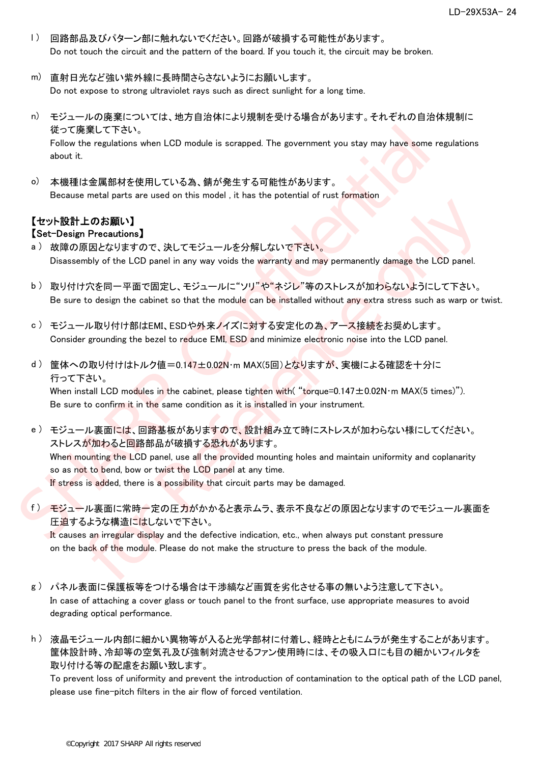l） 回路部品及びパターン部に触れないでください。回路が破損する可能性があります。
Do not touch the circuit and the pattern of the board. If you touch it, the circuit may be broken.

m) 直射日光など強い紫外線に長時間さらさないようにお願いします。
Do not expose to strong ultraviolet rays such as direct sunlight for a long time.

n) モジュールの廃棄については、地方自治体により規制を受ける場合があります。それぞれの自治体規制に従って廃棄して下さい。
Follow the regulations when LCD module is scrapped. The government you stay may have some regulations about it.

o) 本機種は金属部材を使用している為、錆が発生する可能性があります。
Because metal parts are used on this model , it has the potential of rust formation

**【セット設計上のお願い】**
**【Set-Design Precautions】**

a） 故障の原因となりますので、決してモジュールを分解しないで下さい。
Disassembly of the LCD panel in any way voids the warranty and may permanently damage the LCD panel.

b） 取り付け穴を同一平面で固定し、モジュールに"ソリ"や"ネジレ"等のストレスが加わらないようにして下さい。
Be sure to design the cabinet so that the module can be installed without any extra stress such as warp or twist.

c） モジュール取り付け部はEMI、ESDや外来ノイズに対する安定化の為、アース接続をお奨めします。
Consider grounding the bezel to reduce EMI, ESD and minimize electronic noise into the LCD panel.

d） 筐体への取り付けはトルク値＝0.147±0.02N･m MAX(5回)となりますが、実機による確認を十分に行って下さい。
When install LCD modules in the cabinet, please tighten with( "torque=0.147±0.02N･m MAX(5 times)").
Be sure to confirm it in the same condition as it is installed in your instrument.

e） モジュール裏面には、回路基板がありますので、設計組み立て時にストレスが加わらない様にしてください。ストレスが加わると回路部品が破損する恐れがあります。
When mounting the LCD panel, use all the provided mounting holes and maintain uniformity and coplanarity so as not to bend, bow or twist the LCD panel at any time.
If stress is added, there is a possibility that circuit parts may be damaged.

f） モジュール裏面に常時一定の圧力がかかると表示ムラ、表示不良などの原因となりますのでモジュール裏面を圧迫するような構造にはしないで下さい。
It causes an irregular display and the defective indication, etc., when always put constant pressure on the back of the module. Please do not make the structure to press the back of the module.

g） パネル表面に保護板等をつける場合は干渉縞など画質を劣化させる事の無いよう注意して下さい。
In case of attaching a cover glass or touch panel to the front surface, use appropriate measures to avoid degrading optical performance.

h） 液晶モジュール内部に細かい異物等が入ると光学部材に付着し、経時とともにムラが発生することがあります。筐体設計時、冷却等の空気孔及び強制対流させるファン使用時には、その吸入口にも目の細かいフィルタを取り付ける等の配慮をお願い致します。
To prevent loss of uniformity and prevent the introduction of contamination to the optical path of the LCD panel, please use fine-pitch filters in the air flow of forced ventilation.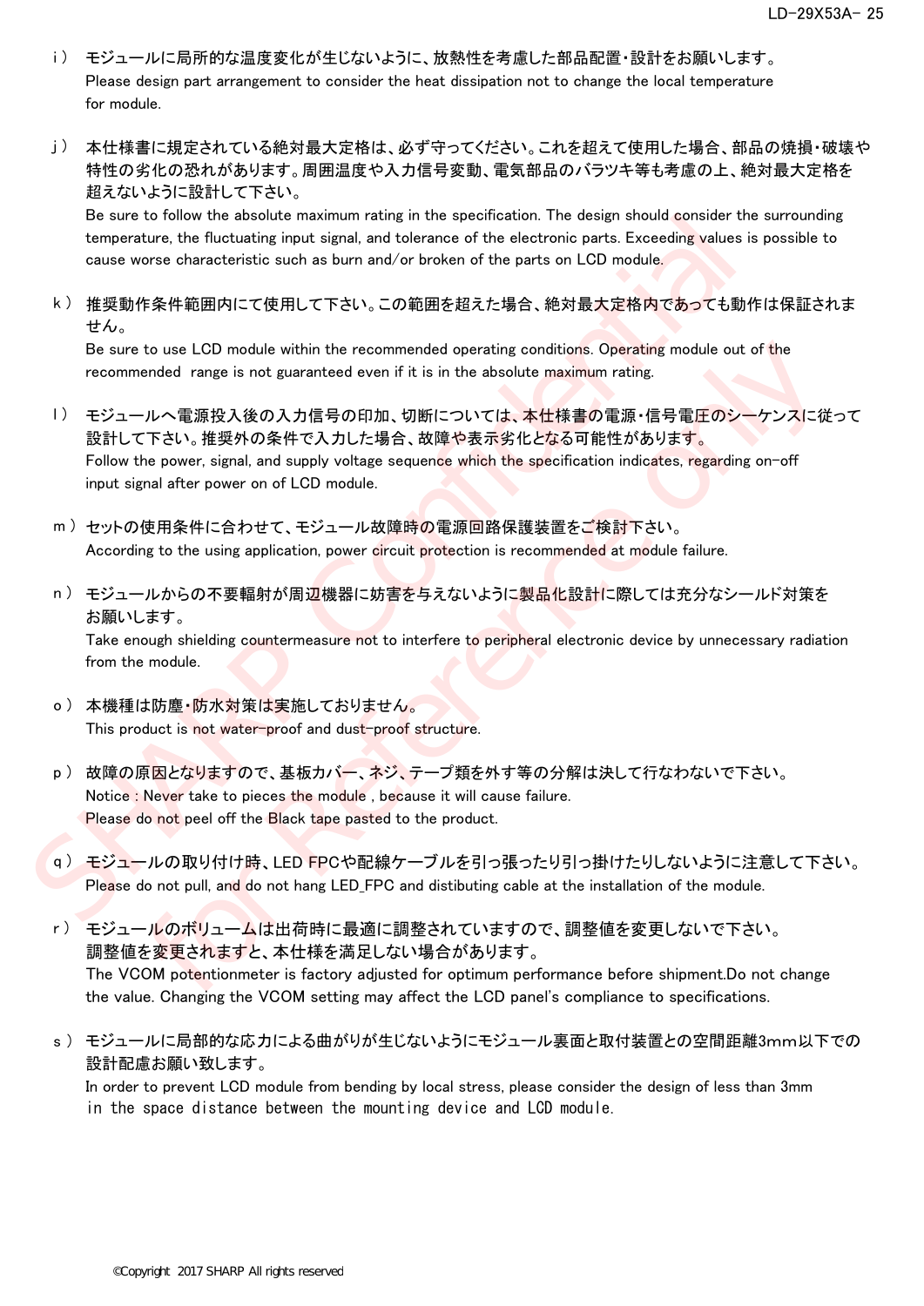i ） モジュールに局所的な温度変化が生じないように、放熱性を考慮した部品配置・設計をお願いします。
Please design part arrangement to consider the heat dissipation not to change the local temperature for module.

j ） 本仕様書に規定されている絶対最大定格は、必ず守ってください。これを超えて使用した場合、部品の焼損・破壊や特性の劣化の恐れがあります。周囲温度や入力信号変動、電気部品のバラツキ等も考慮の上、絶対最大定格を超えないように設計して下さい。
Be sure to follow the absolute maximum rating in the specification. The design should consider the surrounding temperature, the fluctuating input signal, and tolerance of the electronic parts. Exceeding values is possible to cause worse characteristic such as burn and/or broken of the parts on LCD module.

k ） 推奨動作条件範囲内にて使用して下さい。この範囲を超えた場合、絶対最大定格内であっても動作は保証されません。
Be sure to use LCD module within the recommended operating conditions. Operating module out of the recommended range is not guaranteed even if it is in the absolute maximum rating.

l ） モジュールへ電源投入後の入力信号の印加、切断については、本仕様書の電源・信号電圧のシーケンスに従って設計して下さい。推奨外の条件で入力した場合、故障や表示劣化となる可能性があります。
Follow the power, signal, and supply voltage sequence which the specification indicates, regarding on-off input signal after power on of LCD module.

m ） セットの使用条件に合わせて、モジュール故障時の電源回路保護装置をご検討下さい。
According to the using application, power circuit protection is recommended at module failure.

n ） モジュールからの不要輻射が周辺機器に妨害を与えないように製品化設計に際しては充分なシールド対策をお願いします。
Take enough shielding countermeasure not to interfere to peripheral electronic device by unnecessary radiation from the module.

o ） 本機種は防塵・防水対策は実施しておりません。
This product is not water-proof and dust-proof structure.

p ） 故障の原因となりますので、基板カバー、ネジ、テープ類を外す等の分解は決して行なわないで下さい。
Notice : Never take to pieces the module , because it will cause failure.
Please do not peel off the Black tape pasted to the product.

q ） モジュールの取り付け時、LED FPCや配線ケーブルを引っ張ったり引っ掛けたりしないように注意して下さい。
Please do not pull, and do not hang LED_FPC and distibuting cable at the installation of the module.

r ） モジュールのボリュームは出荷時に最適に調整されていますので、調整値を変更しないで下さい。
調整値を変更されますと、本仕様を満足しない場合があります。
The VCOM potentionmeter is factory adjusted for optimum performance before shipment.Do not change the value. Changing the VCOM setting may affect the LCD panel's compliance to specifications.

s ） モジュールに局部的な応力による曲がりが生じないようにモジュール裏面と取付装置との空間距離3mm以下での設計配慮お願い致します。
In order to prevent LCD module from bending by local stress, please consider the design of less than 3mm in the space distance between the mounting device and LCD module.

©Copyright 2017 SHARP All rights reserved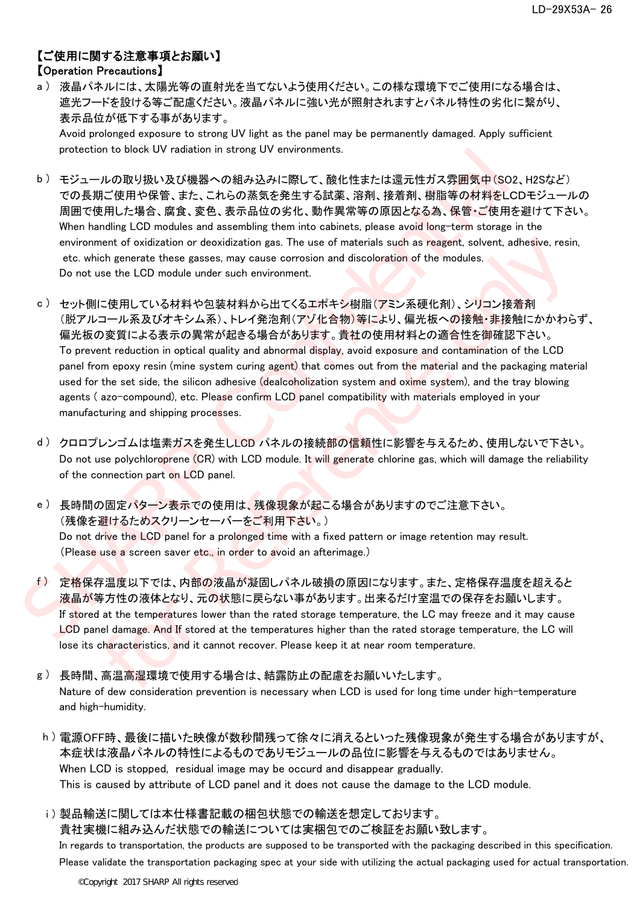## 【ご使用に関する注意事項とお願い】
## 【Operation Precautions】

a ） 液晶パネルには、太陽光等の直射光を当てないよう使用ください。この様な環境下でご使用になる場合は、遮光フードを設ける等ご配慮ください。液晶パネルに強い光が照射されますとパネル特性の劣化に繋がり、表示品位が低下する事があります。
Avoid prolonged exposure to strong UV light as the panel may be permanently damaged. Apply sufficient protection to block UV radiation in strong UV environments.

b ） モジュールの取り扱い及び機器への組み込みに際して、酸化性または還元性ガス雰囲気中（SO2、H2Sなど）での長期ご使用や保管、また、これらの蒸気を発生する試薬、溶剤、接着剤、樹脂等の材料をLCDモジュールの周囲で使用した場合、腐食、変色、表示品位の劣化、動作異常等の原因となる為、保管・ご使用を避けて下さい。
When handling LCD modules and assembling them into cabinets, please avoid long-term storage in the environment of oxidization or deoxidization gas. The use of materials such as reagent, solvent, adhesive, resin, etc. which generate these gasses, may cause corrosion and discoloration of the modules.
Do not use the LCD module under such environment.

c ） セット側に使用している材料や包装材料から出てくるエポキシ樹脂（アミン系硬化剤）、シリコン接着剤（脱アルコール系及びオキシム系）、トレイ発泡剤（アゾ化合物）等により、偏光板への接触・非接触にかかわらず、偏光板の変質による表示の異常が起きる場合があります。貴社の使用材料との適合性を御確認下さい。
To prevent reduction in optical quality and abnormal display, avoid exposure and contamination of the LCD panel from epoxy resin (mine system curing agent) that comes out from the material and the packaging material used for the set side, the silicon adhesive (dealcoholization system and oxime system), and the tray blowing agents ( azo-compound), etc. Please confirm LCD panel compatibility with materials employed in your manufacturing and shipping processes.

d ） クロロプレンゴムは塩素ガスを発生しLCD パネルの接続部の信頼性に影響を与えるため、使用しないで下さい。
Do not use polychloroprene (CR) with LCD module. It will generate chlorine gas, which will damage the reliability of the connection part on LCD panel.

e ） 長時間の固定パターン表示での使用は、残像現象が起こる場合がありますのでご注意下さい。
（残像を避けるためスクリーンセーバーをご利用下さい。）
Do not drive the LCD panel for a prolonged time with a fixed pattern or image retention may result.
（Please use a screen saver etc., in order to avoid an afterimage.）

f ） 定格保存温度以下では、内部の液晶が凝固しパネル破損の原因になります。また、定格保存温度を超えると液晶が等方性の液体となり、元の状態に戻らない事があります。出来るだけ室温での保存をお願いします。
If stored at the temperatures lower than the rated storage temperature, the LC may freeze and it may cause LCD panel damage. And If stored at the temperatures higher than the rated storage temperature, the LC will lose its characteristics, and it cannot recover. Please keep it at near room temperature.

g ） 長時間、高温高湿環境で使用する場合は、結露防止の配慮をお願いいたします。
Nature of dew consideration prevention is necessary when LCD is used for long time under high-temperature and high-humidity.

h ） 電源OFF時、最後に描いた映像が数秒間残って徐々に消えるといった残像現象が発生する場合がありますが、本症状は液晶パネルの特性によるものでありモジュールの品位に影響を与えるものではありません。
When LCD is stopped, residual image may be occurd and disappear gradually.
This is caused by attribute of LCD panel and it does not cause the damage to the LCD module.

i ） 製品輸送に関しては本仕様書記載の梱包状態での輸送を想定しております。
貴社実機に組み込んだ状態での輸送については実梱包でのご検証をお願い致します。
In regards to transportation, the products are supposed to be transported with the packaging described in this specification.
Please validate the transportation packaging spec at your side with utilizing the actual packaging used for actual transportation.

©Copyright 2017 SHARP All rights reserved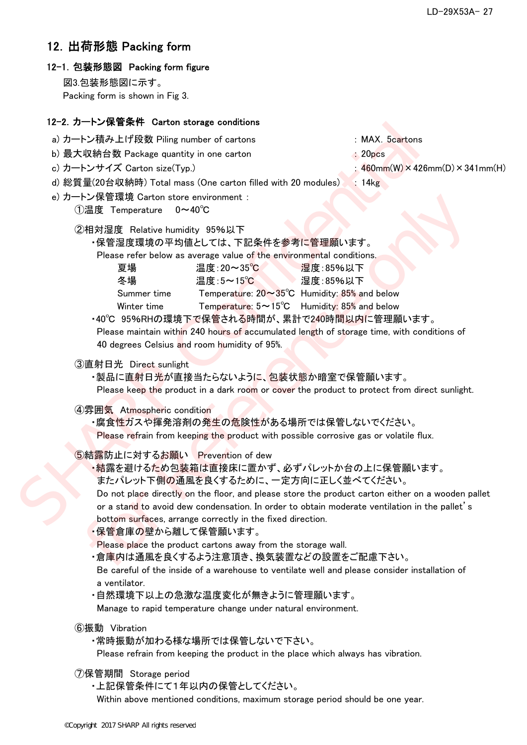## 12. 出荷形態 Packing form

### 12-1. 包装形態図 Packing form figure

図3.包装形態図に示す。
Packing form is shown in Fig 3.

### 12-2. カートン保管条件 Carton storage conditions

a) カートン積み上げ段数 Piling number of cartons : MAX. 5cartons
b) 最大収納台数 Package quantity in one carton : 20pcs
c) カートンサイズ Carton size(Typ.) : 460mm(W)×426mm(D)×341mm(H)
d) 総質量(20台収納時) Total mass (One carton filled with 20 modules) : 14kg
e) カートン保管環境 Carton store environment :

①温度 Temperature 0～40℃

②相対湿度 Relative humidity 95%以下

・保管湿度環境の平均値としては、下記条件を参考に管理願います。
Please refer below as average value of the environmental conditions.

| 夏場 | 温度：20～35℃ | 湿度：85%以下 |
|---|---|---|
| 冬場 | 温度：5～15℃ | 湿度：85%以下 |
| Summer time | Temperature: 20～35℃ | Humidity: 85% and below |
| Winter time | Temperature: 5～15℃ | Humidity: 85% and below |

・40℃ 95%RHの環境下で保管される時間が、累計で240時間以内に管理願います。
Please maintain within 240 hours of accumulated length of storage time, with conditions of 40 degrees Celsius and room humidity of 95%.

③直射日光 Direct sunlight

・製品に直射日光が直接当たらないように、包装状態か暗室で保管願います。
Please keep the product in a dark room or cover the product to protect from direct sunlight.

④雰囲気 Atmospheric condition

・腐食性ガスや揮発溶剤の発生の危険性がある場所では保管しないでください。
Please refrain from keeping the product with possible corrosive gas or volatile flux.

⑤結露防止に対するお願い Prevention of dew

・結露を避けるため包装箱は直接床に置かず、必ずパレットか台の上に保管願います。
またパレット下側の通風を良くするために、一定方向に正しく並べてください。
Do not place directly on the floor, and please store the product carton either on a wooden pallet or a stand to avoid dew condensation. In order to obtain moderate ventilation in the pallet' s bottom surfaces, arrange correctly in the fixed direction.

・保管倉庫の壁から離して保管願います。
Please place the product cartons away from the storage wall.

・倉庫内は通風を良くするよう注意頂き、換気装置などの設置をご配慮下さい。
Be careful of the inside of a warehouse to ventilate well and please consider installation of a ventilator.

・自然環境下以上の急激な温度変化が無きように管理願います。
Manage to rapid temperature change under natural environment.

⑥振動 Vibration

・常時振動が加わる様な場所では保管しないで下さい。
Please refrain from keeping the product in the place which always has vibration.

⑦保管期間 Storage period

・上記保管条件にて1年以内の保管としてください。
Within above mentioned conditions, maximum storage period should be one year.

©Copyright 2017 SHARP All rights reserved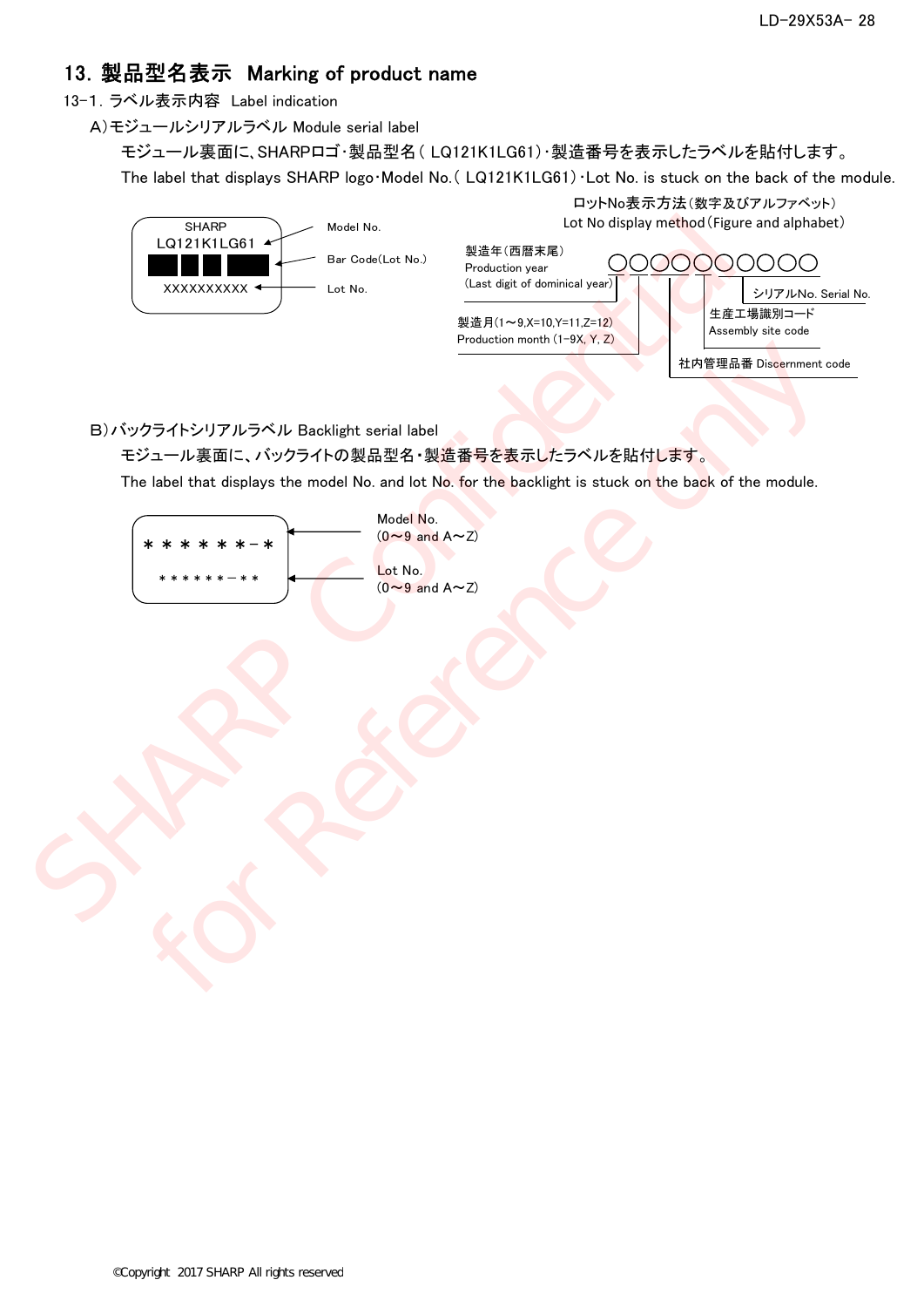## 13. 製品型名表示　Marking of product name

13-1. ラベル表示内容　Label indication

A)モジュールシリアルラベル Module serial label

モジュール裏面に、SHARPロゴ・製品型名（ LQ121K1LG61）・製造番号を表示したラベルを貼付します。

The label that displays SHARP logo・Model No.（ LQ121K1LG61）・Lot No. is stuck on the back of the module.

SHARP
LQ121K1LG61 ← Model No.
Bar Code(Lot No.)
XXXXXXXXXX ← Lot No.

ロットNo表示方法（数字及びアルファベット）
Lot No display method（Figure and alphabet）

○○○○○○○○○○

- 製造年（西暦末尾） Production year (Last digit of dominical year)
- 製造月(1～9,X=10,Y=11,Z=12) Production month (1-9X, Y, Z)
- 社内管理品番 Discernment code
- 生産工場識別コード Assembly site code
- シリアルNo. Serial No.

B)バックライトシリアルラベル Backlight serial label

モジュール裏面に、バックライトの製品型名・製造番号を表示したラベルを貼付します。

The label that displays the model No. and lot No. for the backlight is stuck on the back of the module.

＊＊＊＊＊＊－＊ ← Model No. (0～9 and A～Z)

＊＊＊＊＊＊－＊＊ ← Lot No. (0～9 and A～Z)

©Copyright 2017 SHARP All rights reserved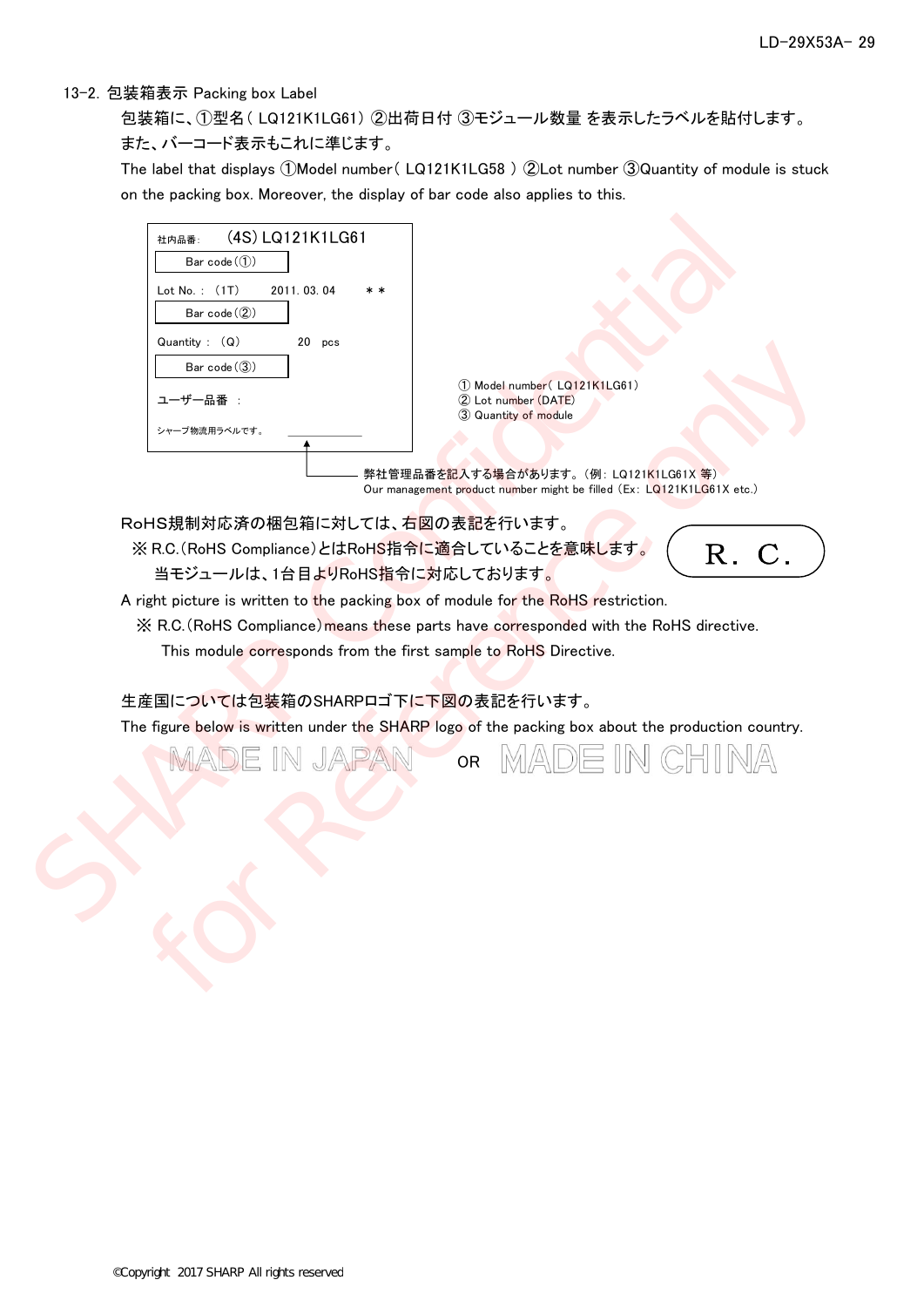## 13-2. 包装箱表示 Packing box Label

包装箱に、①型名（ LQ121K1LG61）②出荷日付 ③モジュール数量 を表示したラベルを貼付します。
また、バーコード表示もこれに準じます。

The label that displays ①Model number（ LQ121K1LG58 ）②Lot number ③Quantity of module is stuck on the packing box. Moreover, the display of bar code also applies to this.

```
社内品番:    (4S) LQ121K1LG61
[ Bar code (①) ]
Lot No. :  (1T)      2011. 03. 04      * *
[ Bar code (②) ]
Quantity :  (Q)          20   pcs
[ Bar code (③) ]
ユーザー品番  :
シャープ物流用ラベルです。  ________
```

① Model number（ LQ121K1LG61）
② Lot number (DATE)
③ Quantity of module

弊社管理品番を記入する場合があります。（例：LQ121K1LG61X 等）
Our management product number might be filled (Ex: LQ121K1LG61X etc.)

RoHS規制対応済の梱包箱に対しては、右図の表記を行います。

※ R.C.(RoHS Compliance)とはRoHS指令に適合していることを意味します。
当モジュールは、1台目よりRoHS指令に対応しております。

R. C.

A right picture is written to the packing box of module for the RoHS restriction.

※ R.C.(RoHS Compliance)means these parts have corresponded with the RoHS directive.
This module corresponds from the first sample to RoHS Directive.

生産国については包装箱のSHARPロゴ下に下図の表記を行います。

The figure below is written under the SHARP logo of the packing box about the production country.

MADE IN JAPAN　OR　MADE IN CHINA

©Copyright 2017 SHARP All rights reserved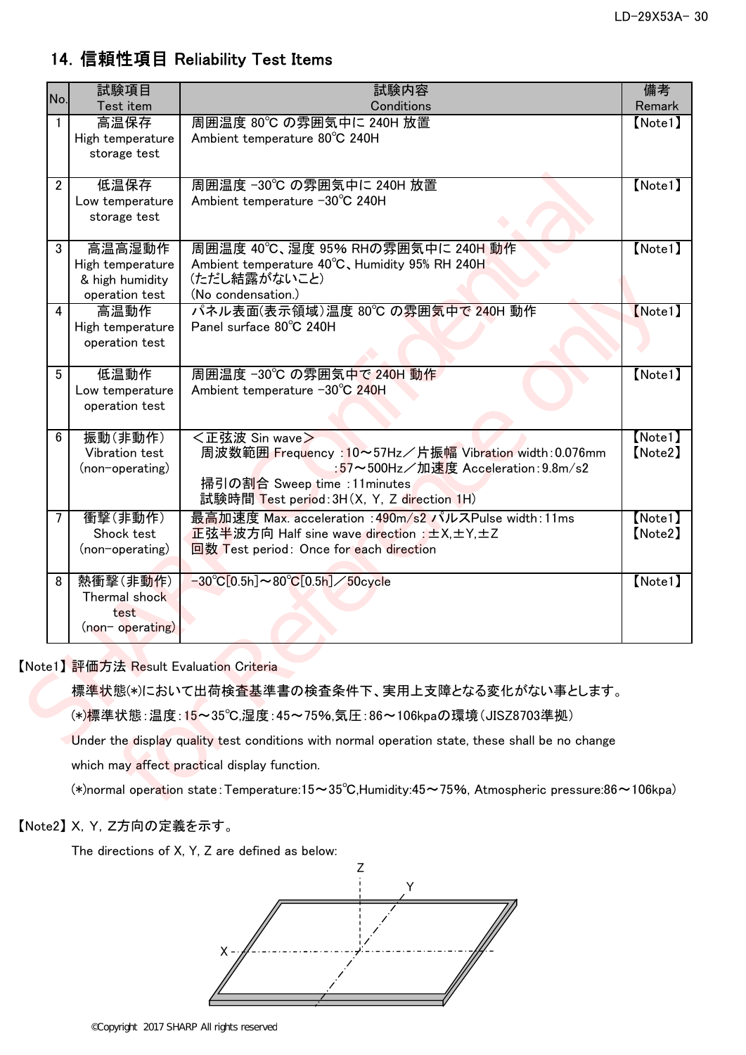## 14. 信頼性項目 Reliability Test Items

| No. | 試験項目<br>Test item | 試験内容<br>Conditions | 備考<br>Remark |
|---|---|---|---|
| 1 | 高温保存<br>High temperature storage test | 周囲温度 80℃ の雰囲気中に 240H 放置<br>Ambient temperature 80℃ 240H | 【Note1】 |
| 2 | 低温保存<br>Low temperature storage test | 周囲温度 -30℃ の雰囲気中に 240H 放置<br>Ambient temperature -30℃ 240H | 【Note1】 |
| 3 | 高温高湿動作<br>High temperature & high humidity operation test | 周囲温度 40℃、湿度 95% RHの雰囲気中に 240H 動作<br>Ambient temperature 40℃、Humidity 95% RH 240H<br>(ただし結露がないこと)<br>(No condensation.) | 【Note1】 |
| 4 | 高温動作<br>High temperature operation test | パネル表面(表示領域)温度 80℃ の雰囲気中で 240H 動作<br>Panel surface 80℃ 240H | 【Note1】 |
| 5 | 低温動作<br>Low temperature operation test | 周囲温度 -30℃ の雰囲気中で 240H 動作<br>Ambient temperature -30℃ 240H | 【Note1】 |
| 6 | 振動(非動作)<br>Vibration test<br>(non-operating) | ＜正弦波 Sin wave＞<br>周波数範囲 Frequency :10～57Hz／片振幅 Vibration width:0.076mm<br>:57～500Hz／加速度 Acceleration:9.8m/s2<br>掃引の割合 Sweep time :11minutes<br>試験時間 Test period:3H(X, Y, Z direction 1H) | 【Note1】<br>【Note2】 |
| 7 | 衝撃(非動作)<br>Shock test<br>(non-operating) | 最高加速度 Max. acceleration :490m/s2 パルスPulse width:11ms<br>正弦半波方向 Half sine wave direction :±X,±Y,±Z<br>回数 Test period: Once for each direction | 【Note1】<br>【Note2】 |
| 8 | 熱衝撃(非動作)<br>Thermal shock test<br>(non- operating) | -30℃[0.5h]～80℃[0.5h]／50cycle | 【Note1】 |

【Note1】評価方法 Result Evaluation Criteria

標準状態(*)において出荷検査基準書の検査条件下、実用上支障となる変化がない事とします。

(*)標準状態:温度:15～35℃,湿度:45～75%,気圧:86～106kpaの環境(JISZ8703準拠)

Under the display quality test conditions with normal operation state, these shall be no change which may affect practical display function.

(*)normal operation state:Temperature:15～35℃,Humidity:45～75%, Atmospheric pressure:86～106kpa)

【Note2】X, Y, Z方向の定義を示す。

The directions of X, Y, Z are defined as below:

©Copyright 2017 SHARP All rights reserved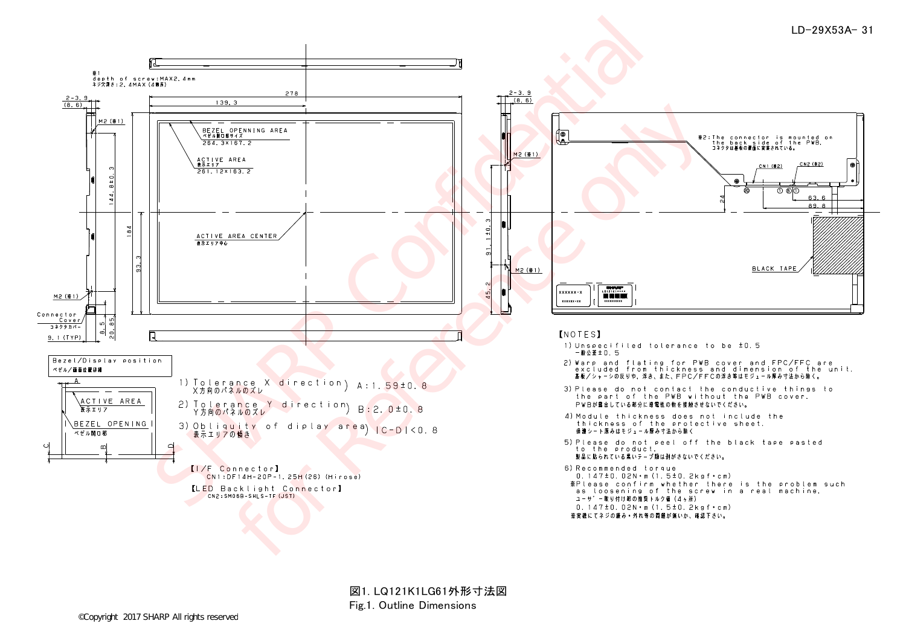※1
depth of screw:MAX2.4mm
ネジ穴深さ：2.4MAX（4箇所）

**Bezel/Display position**
ベゼル/画面位置詳細

1) Tolerance X direction　X方向のパネルのズレ　A:1.59±0.8

2) Tolerance Y direction　Y方向のパネルのズレ　B:2.0±0.8

3) Obliquity of diplay area　表示エリアの傾き　|C-D|<0.8

【I/F Connector】
CN1:DF14H-20P-1.25H(26) (Hirose)

【LED Backlight Connector】
CN2:SM06B-SHLS-TF(JST)

※2:The connector is mounted on the back side of the PWB.
コネクタは基板の裏面に実装されている。

【NOTES】

1) Unspecified tolerance to be ±0.5
一般公差±0.5

2) Warp and flating for PWB cover and FPC/FFC are excluded from thickness and dimension of the unit.
基板/シャーシの反りや、浮き、また、FPC/FFCの浮き等はモジュール厚み寸法から除く。

3) Please do not contact the conductive things to the part of the PWB without the PWB cover.
PWBが露出している部分に導電性の物を接触させないでください。

4) Module thickness does not include the thickness of the protective sheet.
保護シート厚みはモジュール厚み寸法から除く

5) Please do not peel off the black tape pasted to the product.
製品に貼られている黒いテープ類は剥がさないでください。

6) Recommended torque
0.147±0.02N・m(1.5±0.2kgf・cm)
※Please confirm whether there is the problem such as loosening of the screw in a real machine.
ユーザー取り付け部の推奨トルク値（4ヶ所）
0.147±0.02N・m(1.5±0.2kgf・cm)
※実機にてネジの緩み・外れ等の問題が無いか、確認下さい。

図1. LQ121K1LG61外形寸法図
Fig.1. Outline Dimensions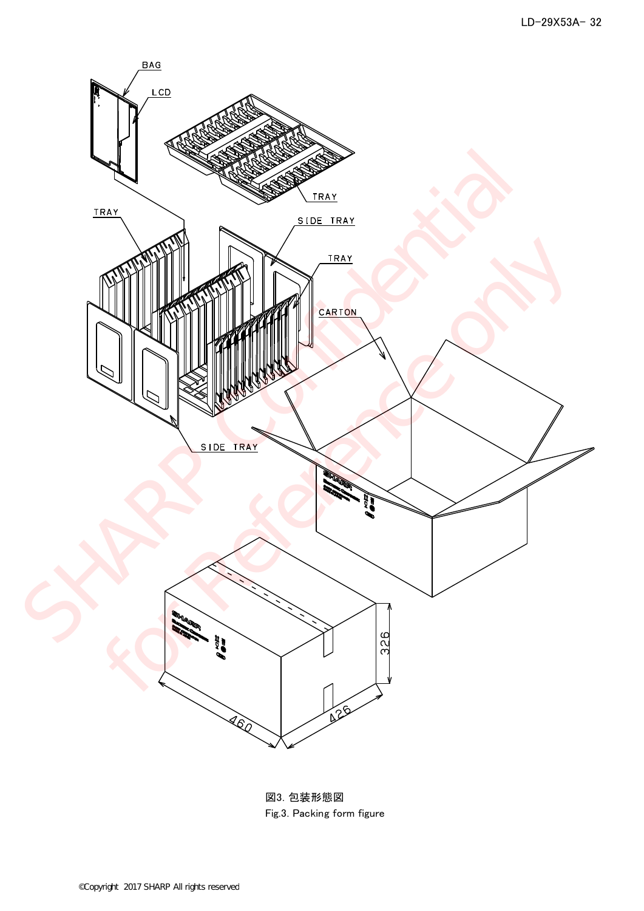BAG

LCD

TRAY

TRAY

SIDE TRAY

TRAY

CARTON

SIDE TRAY

326

460

426

図3. 包装形態図

Fig.3. Packing form figure

©Copyright 2017 SHARP All rights reserved